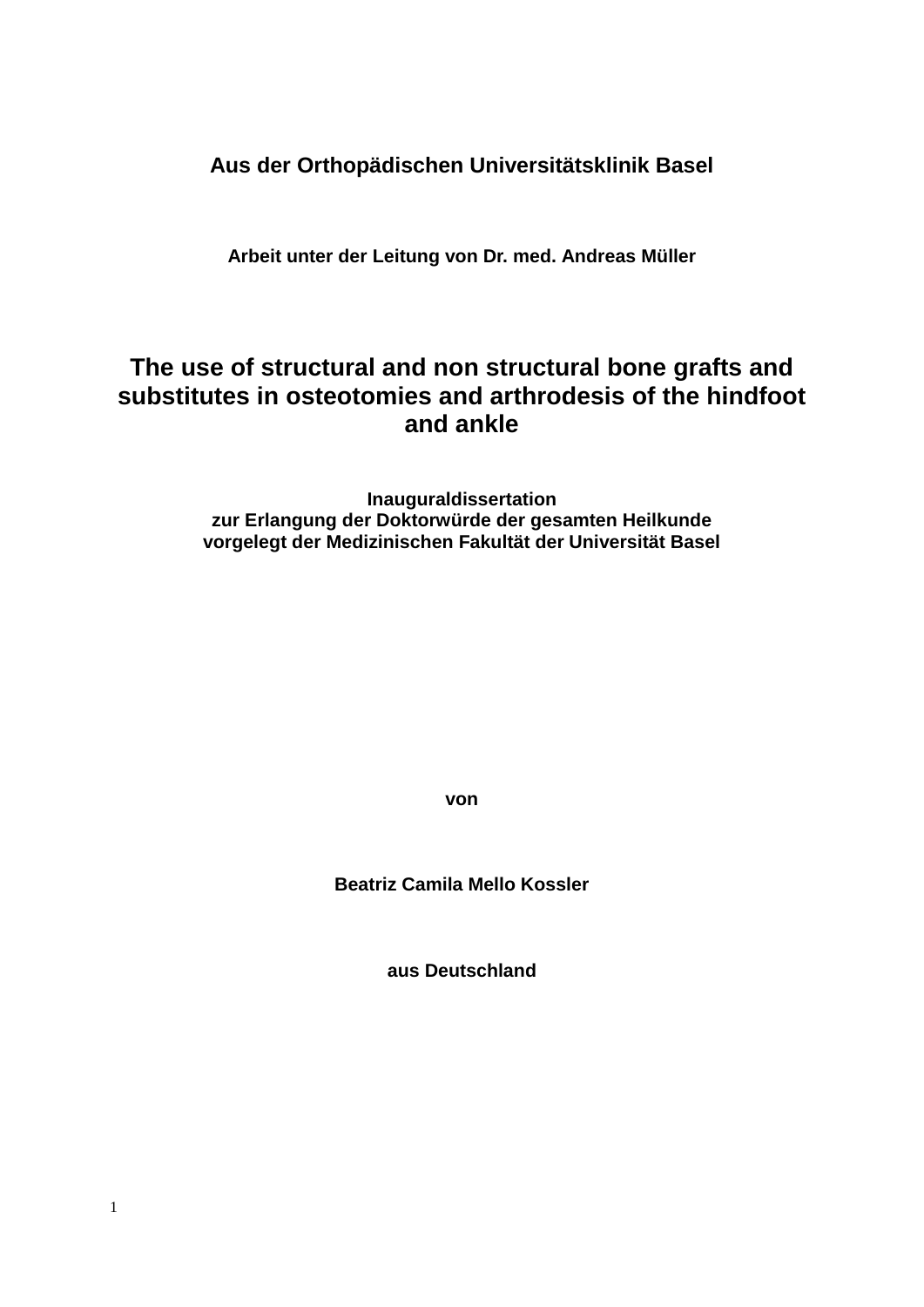**Aus der Orthopädischen Universitätsklinik Basel**

**Arbeit unter der Leitung von Dr. med. Andreas Müller**

# The use of structural and non structural bone grafts and substitutes in osteotomies and arthrodesis of the hindfoot and ankle

**Inauguraldissertation**
**zur Erlangung der Doktorwürde der gesamten Heilkunde**
**vorgelegt der Medizinischen Fakultät der Universität Basel**

**von**

**Beatriz Camila Mello Kossler**

**aus Deutschland**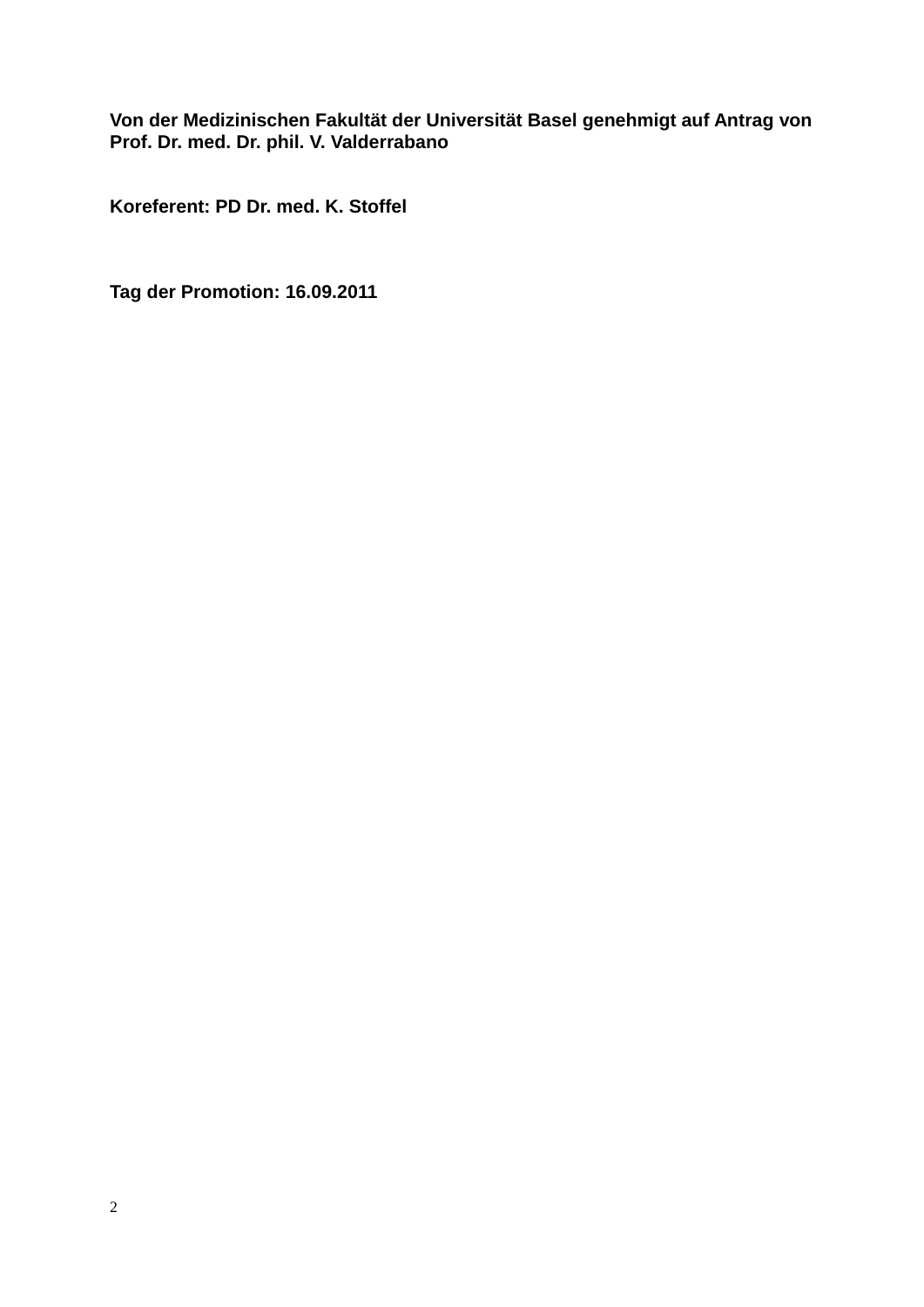**Von der Medizinischen Fakultät der Universität Basel genehmigt auf Antrag von Prof. Dr. med. Dr. phil. V. Valderrabano**

**Koreferent: PD Dr. med. K. Stoffel**

**Tag der Promotion: 16.09.2011**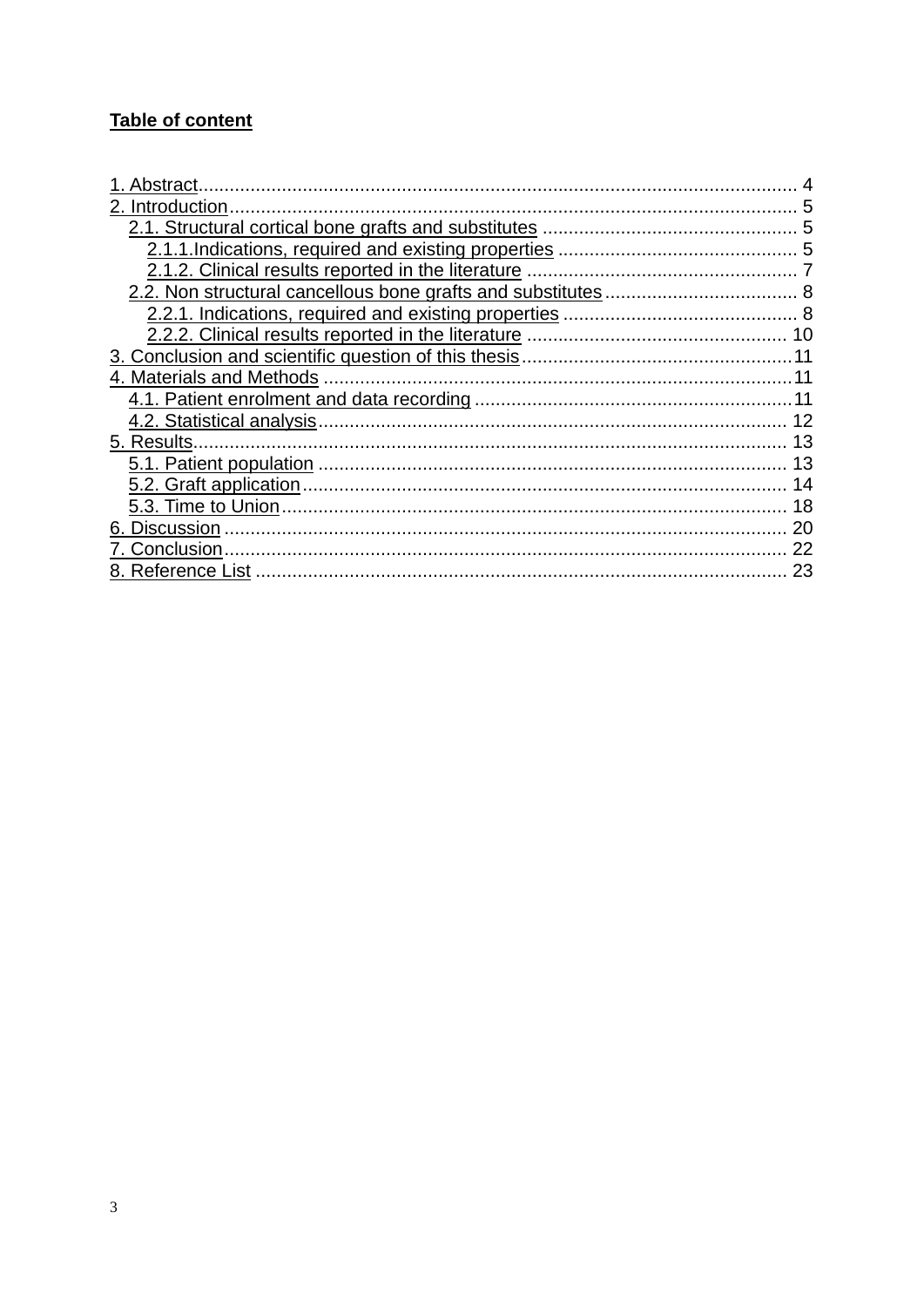**Table of content**

1. Abstract.................................................................................................................. 4
2. Introduction............................................................................................................ 5
   - 2.1. Structural cortical bone grafts and substitutes ................................................ 5
     - 2.1.1.Indications, required and existing properties .............................................. 5
     - 2.1.2. Clinical results reported in the literature ..................................................... 7
   - 2.2. Non structural cancellous bone grafts and substitutes .................................... 8
     - 2.2.1. Indications, required and existing properties ............................................. 8
     - 2.2.2. Clinical results reported in the literature .................................................. 10
3. Conclusion and scientific question of this thesis.................................................... 11
4. Materials and Methods ......................................................................................... 11
   - 4.1. Patient enrolment and data recording ............................................................ 11
   - 4.2. Statistical analysis.......................................................................................... 12
5. Results.................................................................................................................. 13
   - 5.1. Patient population ......................................................................................... 13
   - 5.2. Graft application............................................................................................ 14
   - 5.3. Time to Union................................................................................................ 18
6. Discussion ............................................................................................................ 20
7. Conclusion............................................................................................................ 22
8. Reference List ...................................................................................................... 23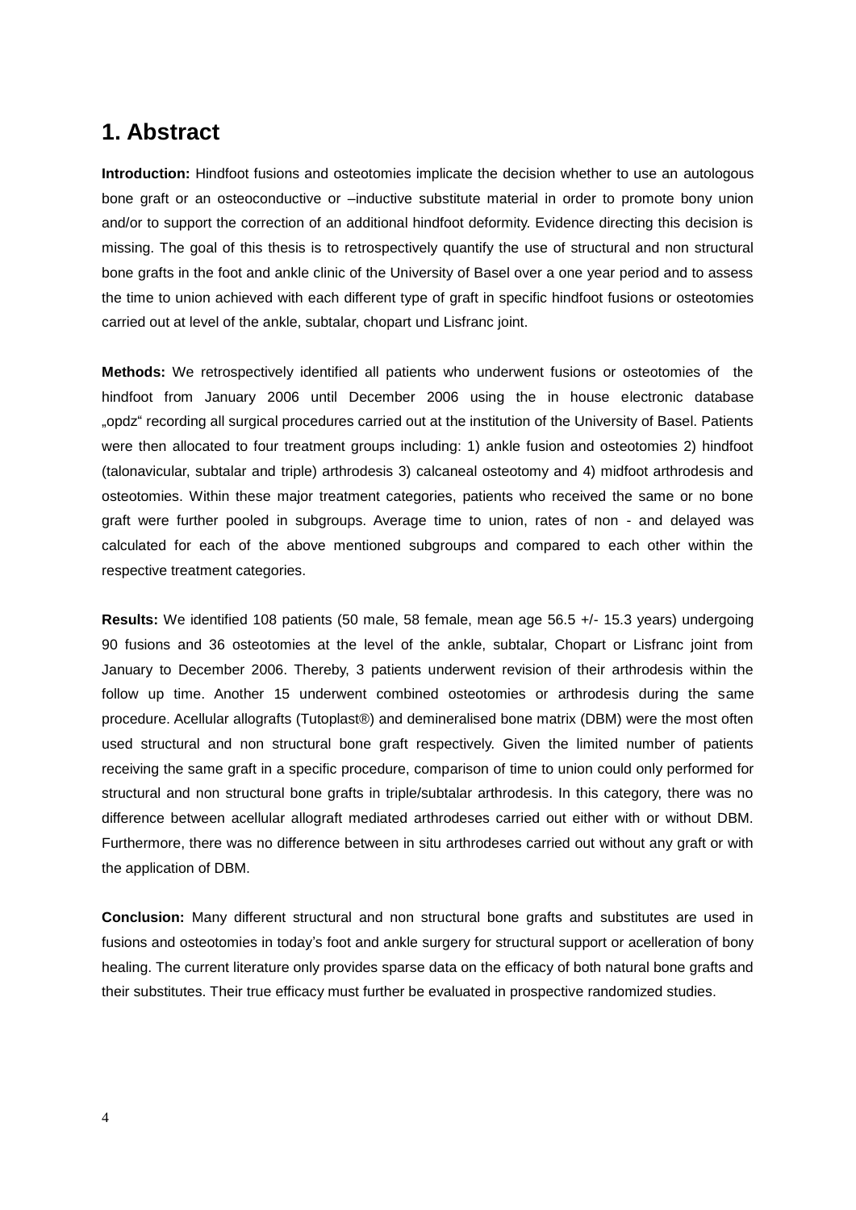## 1. Abstract

**Introduction:** Hindfoot fusions and osteotomies implicate the decision whether to use an autologous bone graft or an osteoconductive or –inductive substitute material in order to promote bony union and/or to support the correction of an additional hindfoot deformity. Evidence directing this decision is missing. The goal of this thesis is to retrospectively quantify the use of structural and non structural bone grafts in the foot and ankle clinic of the University of Basel over a one year period and to assess the time to union achieved with each different type of graft in specific hindfoot fusions or osteotomies carried out at level of the ankle, subtalar, chopart und Lisfranc joint.

**Methods:** We retrospectively identified all patients who underwent fusions or osteotomies of the hindfoot from January 2006 until December 2006 using the in house electronic database „opdz" recording all surgical procedures carried out at the institution of the University of Basel. Patients were then allocated to four treatment groups including: 1) ankle fusion and osteotomies 2) hindfoot (talonavicular, subtalar and triple) arthrodesis 3) calcaneal osteotomy and 4) midfoot arthrodesis and osteotomies. Within these major treatment categories, patients who received the same or no bone graft were further pooled in subgroups. Average time to union, rates of non - and delayed was calculated for each of the above mentioned subgroups and compared to each other within the respective treatment categories.

**Results:** We identified 108 patients (50 male, 58 female, mean age 56.5 +/- 15.3 years) undergoing 90 fusions and 36 osteotomies at the level of the ankle, subtalar, Chopart or Lisfranc joint from January to December 2006. Thereby, 3 patients underwent revision of their arthrodesis within the follow up time. Another 15 underwent combined osteotomies or arthrodesis during the same procedure. Acellular allografts (Tutoplast®) and demineralised bone matrix (DBM) were the most often used structural and non structural bone graft respectively. Given the limited number of patients receiving the same graft in a specific procedure, comparison of time to union could only performed for structural and non structural bone grafts in triple/subtalar arthrodesis. In this category, there was no difference between acellular allograft mediated arthrodeses carried out either with or without DBM. Furthermore, there was no difference between in situ arthrodeses carried out without any graft or with the application of DBM.

**Conclusion:** Many different structural and non structural bone grafts and substitutes are used in fusions and osteotomies in today's foot and ankle surgery for structural support or acelleration of bony healing. The current literature only provides sparse data on the efficacy of both natural bone grafts and their substitutes. Their true efficacy must further be evaluated in prospective randomized studies.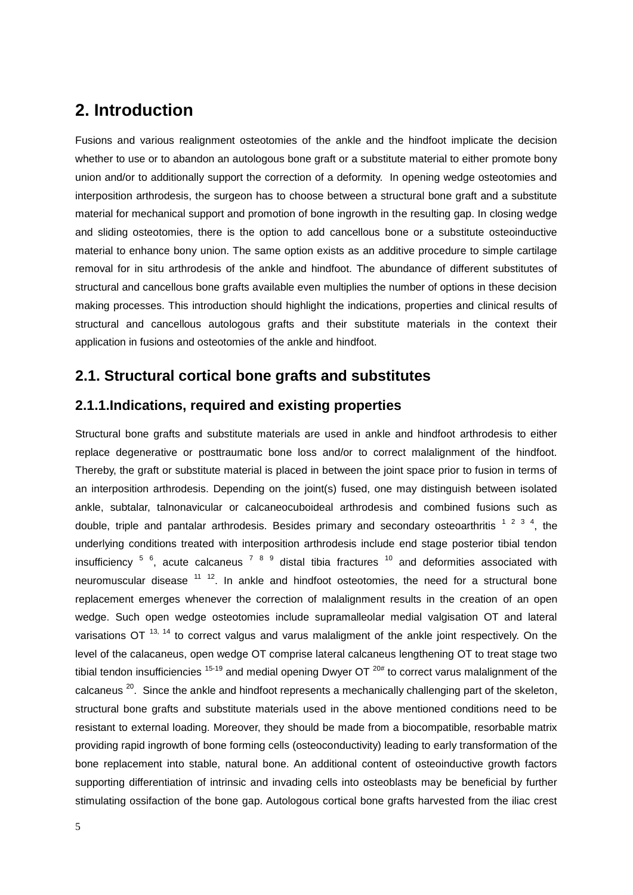## 2. Introduction

Fusions and various realignment osteotomies of the ankle and the hindfoot implicate the decision whether to use or to abandon an autologous bone graft or a substitute material to either promote bony union and/or to additionally support the correction of a deformity. In opening wedge osteotomies and interposition arthrodesis, the surgeon has to choose between a structural bone graft and a substitute material for mechanical support and promotion of bone ingrowth in the resulting gap. In closing wedge and sliding osteotomies, there is the option to add cancellous bone or a substitute osteoinductive material to enhance bony union. The same option exists as an additive procedure to simple cartilage removal for in situ arthrodesis of the ankle and hindfoot. The abundance of different substitutes of structural and cancellous bone grafts available even multiplies the number of options in these decision making processes. This introduction should highlight the indications, properties and clinical results of structural and cancellous autologous grafts and their substitute materials in the context their application in fusions and osteotomies of the ankle and hindfoot.

## 2.1. Structural cortical bone grafts and substitutes

### 2.1.1.Indications, required and existing properties

Structural bone grafts and substitute materials are used in ankle and hindfoot arthrodesis to either replace degenerative or posttraumatic bone loss and/or to correct malalignment of the hindfoot. Thereby, the graft or substitute material is placed in between the joint space prior to fusion in terms of an interposition arthrodesis. Depending on the joint(s) fused, one may distinguish between isolated ankle, subtalar, talnonavicular or calcaneocuboideal arthrodesis and combined fusions such as double, triple and pantalar arthrodesis. Besides primary and secondary osteoarthritis [1] [2] [3] [4], the underlying conditions treated with interposition arthrodesis include end stage posterior tibial tendon insufficiency [5] [6], acute calcaneus [7] [8] [9] distal tibia fractures [10] and deformities associated with neuromuscular disease [11] [12]. In ankle and hindfoot osteotomies, the need for a structural bone replacement emerges whenever the correction of malalignment results in the creation of an open wedge. Such open wedge osteotomies include supramalleolar medial valgisation OT and lateral varisations OT [13, 14] to correct valgus and varus malaligment of the ankle joint respectively. On the level of the calacaneus, open wedge OT comprise lateral calcaneus lengthening OT to treat stage two tibial tendon insufficiencies [15-19] and medial opening Dwyer OT [20#] to correct varus malalignment of the calcaneus [20]. Since the ankle and hindfoot represents a mechanically challenging part of the skeleton, structural bone grafts and substitute materials used in the above mentioned conditions need to be resistant to external loading. Moreover, they should be made from a biocompatible, resorbable matrix providing rapid ingrowth of bone forming cells (osteoconductivity) leading to early transformation of the bone replacement into stable, natural bone. An additional content of osteoinductive growth factors supporting differentiation of intrinsic and invading cells into osteoblasts may be beneficial by further stimulating ossifaction of the bone gap. Autologous cortical bone grafts harvested from the iliac crest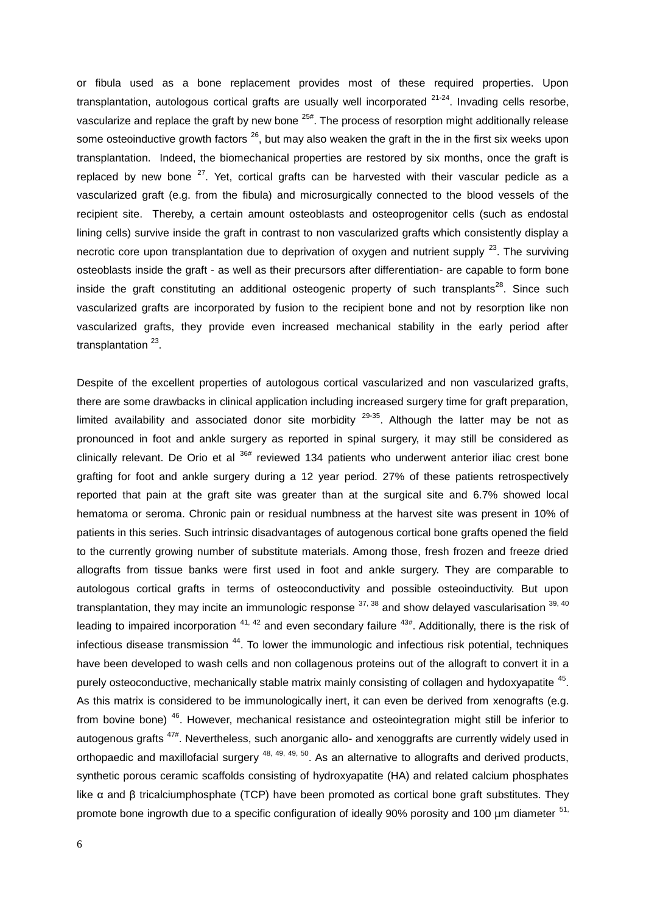or fibula used as a bone replacement provides most of these required properties. Upon transplantation, autologous cortical grafts are usually well incorporated [21-24]. Invading cells resorbe, vascularize and replace the graft by new bone [25#]. The process of resorption might additionally release some osteoinductive growth factors [26], but may also weaken the graft in the in the first six weeks upon transplantation. Indeed, the biomechanical properties are restored by six months, once the graft is replaced by new bone [27]. Yet, cortical grafts can be harvested with their vascular pedicle as a vascularized graft (e.g. from the fibula) and microsurgically connected to the blood vessels of the recipient site. Thereby, a certain amount osteoblasts and osteoprogenitor cells (such as endostal lining cells) survive inside the graft in contrast to non vascularized grafts which consistently display a necrotic core upon transplantation due to deprivation of oxygen and nutrient supply [23]. The surviving osteoblasts inside the graft - as well as their precursors after differentiation- are capable to form bone inside the graft constituting an additional osteogenic property of such transplants[28]. Since such vascularized grafts are incorporated by fusion to the recipient bone and not by resorption like non vascularized grafts, they provide even increased mechanical stability in the early period after transplantation [23].

Despite of the excellent properties of autologous cortical vascularized and non vascularized grafts, there are some drawbacks in clinical application including increased surgery time for graft preparation, limited availability and associated donor site morbidity [29-35]. Although the latter may be not as pronounced in foot and ankle surgery as reported in spinal surgery, it may still be considered as clinically relevant. De Orio et al [36#] reviewed 134 patients who underwent anterior iliac crest bone grafting for foot and ankle surgery during a 12 year period. 27% of these patients retrospectively reported that pain at the graft site was greater than at the surgical site and 6.7% showed local hematoma or seroma. Chronic pain or residual numbness at the harvest site was present in 10% of patients in this series. Such intrinsic disadvantages of autogenous cortical bone grafts opened the field to the currently growing number of substitute materials. Among those, fresh frozen and freeze dried allografts from tissue banks were first used in foot and ankle surgery. They are comparable to autologous cortical grafts in terms of osteoconductivity and possible osteoinductivity. But upon transplantation, they may incite an immunologic response [37, 38] and show delayed vascularisation [39, 40] leading to impaired incorporation [41, 42] and even secondary failure [43#]. Additionally, there is the risk of infectious disease transmission [44]. To lower the immunologic and infectious risk potential, techniques have been developed to wash cells and non collagenous proteins out of the allograft to convert it in a purely osteoconductive, mechanically stable matrix mainly consisting of collagen and hydoxyapatite [45]. As this matrix is considered to be immunologically inert, it can even be derived from xenografts (e.g. from bovine bone) [46]. However, mechanical resistance and osteointegration might still be inferior to autogenous grafts [47#]. Nevertheless, such anorganic allo- and xenoggrafts are currently widely used in orthopaedic and maxillofacial surgery [48, 49, 49, 50]. As an alternative to allografts and derived products, synthetic porous ceramic scaffolds consisting of hydroxyapatite (HA) and related calcium phosphates like α and β tricalciumphosphate (TCP) have been promoted as cortical bone graft substitutes. They promote bone ingrowth due to a specific configuration of ideally 90% porosity and 100 µm diameter [51,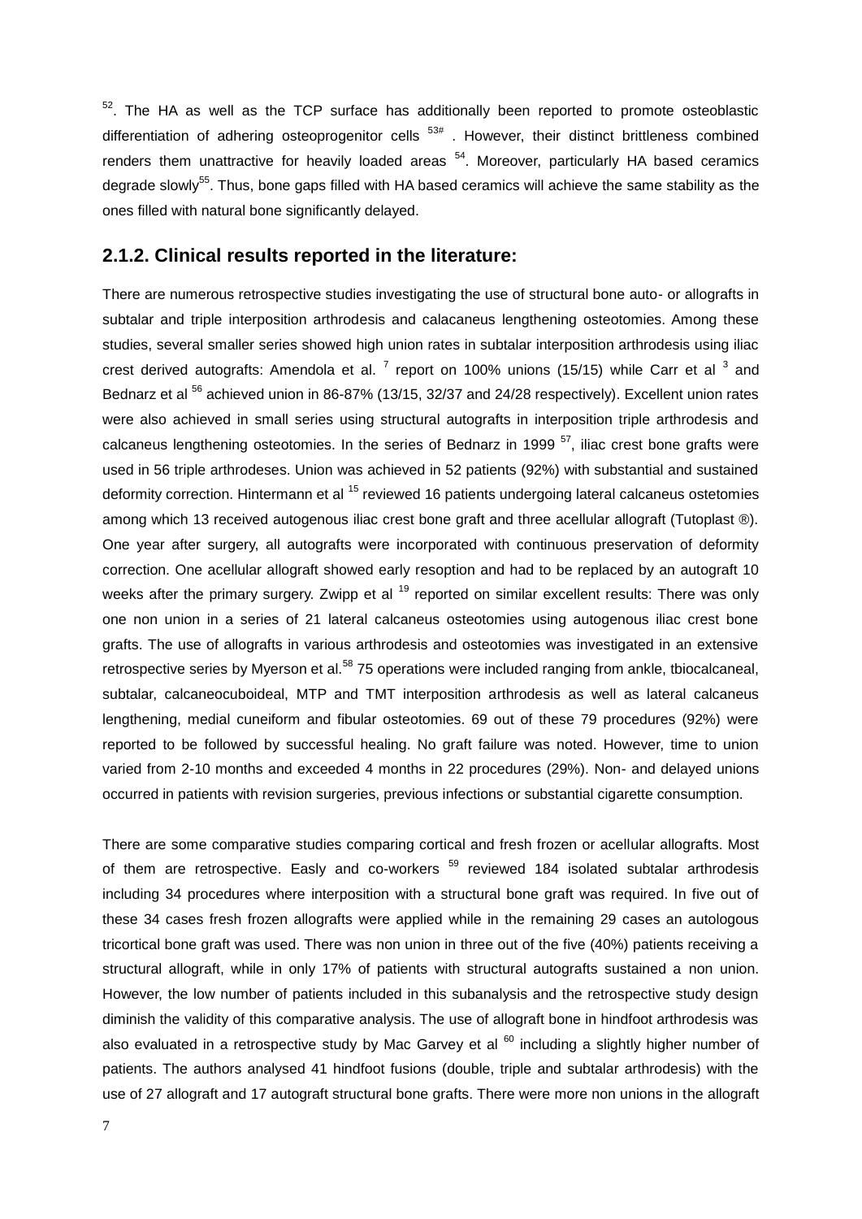[52]. The HA as well as the TCP surface has additionally been reported to promote osteoblastic differentiation of adhering osteoprogenitor cells [53#] . However, their distinct brittleness combined renders them unattractive for heavily loaded areas [54]. Moreover, particularly HA based ceramics degrade slowly[55]. Thus, bone gaps filled with HA based ceramics will achieve the same stability as the ones filled with natural bone significantly delayed.

## 2.1.2. Clinical results reported in the literature:

There are numerous retrospective studies investigating the use of structural bone auto- or allografts in subtalar and triple interposition arthrodesis and calacaneus lengthening osteotomies. Among these studies, several smaller series showed high union rates in subtalar interposition arthrodesis using iliac crest derived autografts: Amendola et al. [7] report on 100% unions (15/15) while Carr et al [3] and Bednarz et al [56] achieved union in 86-87% (13/15, 32/37 and 24/28 respectively). Excellent union rates were also achieved in small series using structural autografts in interposition triple arthrodesis and calcaneus lengthening osteotomies. In the series of Bednarz in 1999 [57], iliac crest bone grafts were used in 56 triple arthrodeses. Union was achieved in 52 patients (92%) with substantial and sustained deformity correction. Hintermann et al [15] reviewed 16 patients undergoing lateral calcaneus ostetomies among which 13 received autogenous iliac crest bone graft and three acellular allograft (Tutoplast ®). One year after surgery, all autografts were incorporated with continuous preservation of deformity correction. One acellular allograft showed early resoption and had to be replaced by an autograft 10 weeks after the primary surgery. Zwipp et al [19] reported on similar excellent results: There was only one non union in a series of 21 lateral calcaneus osteotomies using autogenous iliac crest bone grafts. The use of allografts in various arthrodesis and osteotomies was investigated in an extensive retrospective series by Myerson et al.[58] 75 operations were included ranging from ankle, tbiocalcaneal, subtalar, calcaneocuboideal, MTP and TMT interposition arthrodesis as well as lateral calcaneus lengthening, medial cuneiform and fibular osteotomies. 69 out of these 79 procedures (92%) were reported to be followed by successful healing. No graft failure was noted. However, time to union varied from 2-10 months and exceeded 4 months in 22 procedures (29%). Non- and delayed unions occurred in patients with revision surgeries, previous infections or substantial cigarette consumption.

There are some comparative studies comparing cortical and fresh frozen or acellular allografts. Most of them are retrospective. Easly and co-workers [59] reviewed 184 isolated subtalar arthrodesis including 34 procedures where interposition with a structural bone graft was required. In five out of these 34 cases fresh frozen allografts were applied while in the remaining 29 cases an autologous tricortical bone graft was used. There was non union in three out of the five (40%) patients receiving a structural allograft, while in only 17% of patients with structural autografts sustained a non union. However, the low number of patients included in this subanalysis and the retrospective study design diminish the validity of this comparative analysis. The use of allograft bone in hindfoot arthrodesis was also evaluated in a retrospective study by Mac Garvey et al [60] including a slightly higher number of patients. The authors analysed 41 hindfoot fusions (double, triple and subtalar arthrodesis) with the use of 27 allograft and 17 autograft structural bone grafts. There were more non unions in the allograft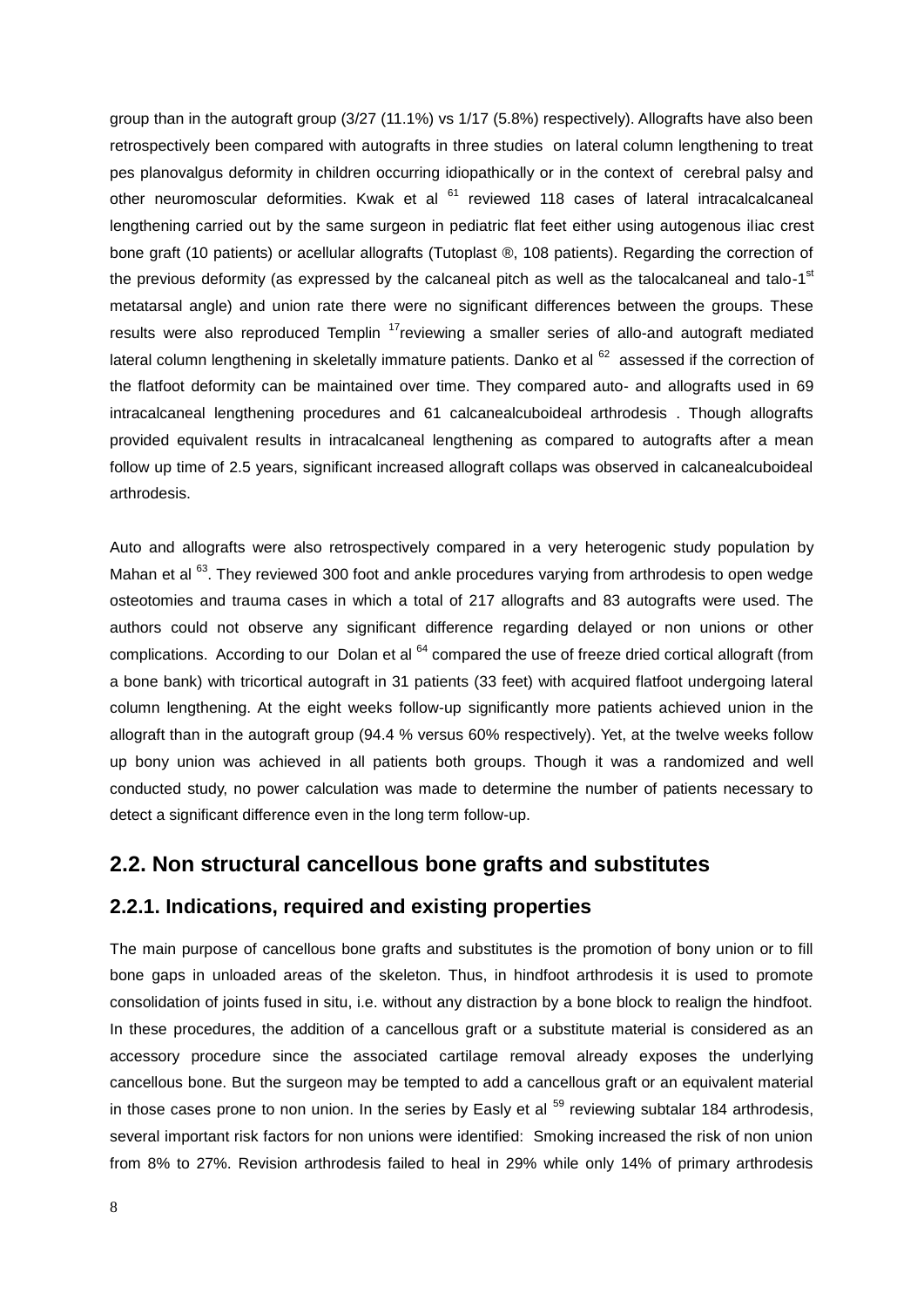group than in the autograft group (3/27 (11.1%) vs 1/17 (5.8%) respectively). Allografts have also been retrospectively been compared with autografts in three studies on lateral column lengthening to treat pes planovalgus deformity in children occurring idiopathically or in the context of cerebral palsy and other neuromoscular deformities. Kwak et al [61] reviewed 118 cases of lateral intracalcalcaneal lengthening carried out by the same surgeon in pediatric flat feet either using autogenous iliac crest bone graft (10 patients) or acellular allografts (Tutoplast ®, 108 patients). Regarding the correction of the previous deformity (as expressed by the calcaneal pitch as well as the talocalcaneal and talo-1[st] metatarsal angle) and union rate there were no significant differences between the groups. These results were also reproduced Templin [17]reviewing a smaller series of allo-and autograft mediated lateral column lengthening in skeletally immature patients. Danko et al [62] assessed if the correction of the flatfoot deformity can be maintained over time. They compared auto- and allografts used in 69 intracalcaneal lengthening procedures and 61 calcanealcuboideal arthrodesis . Though allografts provided equivalent results in intracalcaneal lengthening as compared to autografts after a mean follow up time of 2.5 years, significant increased allograft collaps was observed in calcanealcuboideal arthrodesis.

Auto and allografts were also retrospectively compared in a very heterogenic study population by Mahan et al [63]. They reviewed 300 foot and ankle procedures varying from arthrodesis to open wedge osteotomies and trauma cases in which a total of 217 allografts and 83 autografts were used. The authors could not observe any significant difference regarding delayed or non unions or other complications. According to our Dolan et al [64] compared the use of freeze dried cortical allograft (from a bone bank) with tricortical autograft in 31 patients (33 feet) with acquired flatfoot undergoing lateral column lengthening. At the eight weeks follow-up significantly more patients achieved union in the allograft than in the autograft group (94.4 % versus 60% respectively). Yet, at the twelve weeks follow up bony union was achieved in all patients both groups. Though it was a randomized and well conducted study, no power calculation was made to determine the number of patients necessary to detect a significant difference even in the long term follow-up.

## 2.2. Non structural cancellous bone grafts and substitutes

### 2.2.1. Indications, required and existing properties

The main purpose of cancellous bone grafts and substitutes is the promotion of bony union or to fill bone gaps in unloaded areas of the skeleton. Thus, in hindfoot arthrodesis it is used to promote consolidation of joints fused in situ, i.e. without any distraction by a bone block to realign the hindfoot. In these procedures, the addition of a cancellous graft or a substitute material is considered as an accessory procedure since the associated cartilage removal already exposes the underlying cancellous bone. But the surgeon may be tempted to add a cancellous graft or an equivalent material in those cases prone to non union. In the series by Easly et al [59] reviewing subtalar 184 arthrodesis, several important risk factors for non unions were identified: Smoking increased the risk of non union from 8% to 27%. Revision arthrodesis failed to heal in 29% while only 14% of primary arthrodesis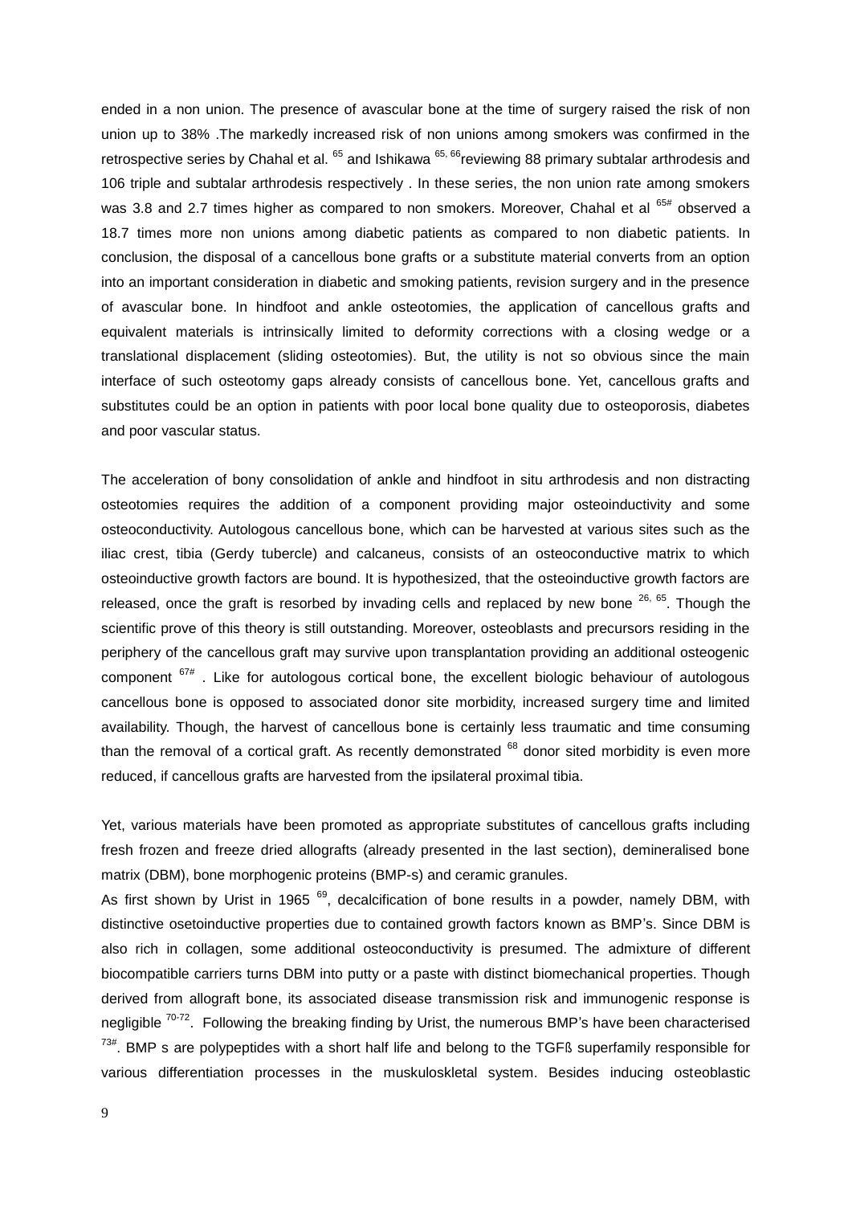ended in a non union. The presence of avascular bone at the time of surgery raised the risk of non union up to 38% .The markedly increased risk of non unions among smokers was confirmed in the retrospective series by Chahal et al. [65] and Ishikawa [65, 66]reviewing 88 primary subtalar arthrodesis and 106 triple and subtalar arthrodesis respectively . In these series, the non union rate among smokers was 3.8 and 2.7 times higher as compared to non smokers. Moreover, Chahal et al [65#] observed a 18.7 times more non unions among diabetic patients as compared to non diabetic patients. In conclusion, the disposal of a cancellous bone grafts or a substitute material converts from an option into an important consideration in diabetic and smoking patients, revision surgery and in the presence of avascular bone. In hindfoot and ankle osteotomies, the application of cancellous grafts and equivalent materials is intrinsically limited to deformity corrections with a closing wedge or a translational displacement (sliding osteotomies). But, the utility is not so obvious since the main interface of such osteotomy gaps already consists of cancellous bone. Yet, cancellous grafts and substitutes could be an option in patients with poor local bone quality due to osteoporosis, diabetes and poor vascular status.

The acceleration of bony consolidation of ankle and hindfoot in situ arthrodesis and non distracting osteotomies requires the addition of a component providing major osteoinductivity and some osteoconductivity. Autologous cancellous bone, which can be harvested at various sites such as the iliac crest, tibia (Gerdy tubercle) and calcaneus, consists of an osteoconductive matrix to which osteoinductive growth factors are bound. It is hypothesized, that the osteoinductive growth factors are released, once the graft is resorbed by invading cells and replaced by new bone [26, 65]. Though the scientific prove of this theory is still outstanding. Moreover, osteoblasts and precursors residing in the periphery of the cancellous graft may survive upon transplantation providing an additional osteogenic component [67#] . Like for autologous cortical bone, the excellent biologic behaviour of autologous cancellous bone is opposed to associated donor site morbidity, increased surgery time and limited availability. Though, the harvest of cancellous bone is certainly less traumatic and time consuming than the removal of a cortical graft. As recently demonstrated [68] donor sited morbidity is even more reduced, if cancellous grafts are harvested from the ipsilateral proximal tibia.

Yet, various materials have been promoted as appropriate substitutes of cancellous grafts including fresh frozen and freeze dried allografts (already presented in the last section), demineralised bone matrix (DBM), bone morphogenic proteins (BMP-s) and ceramic granules.

As first shown by Urist in 1965 [69], decalcification of bone results in a powder, namely DBM, with distinctive osetoinductive properties due to contained growth factors known as BMP's. Since DBM is also rich in collagen, some additional osteoconductivity is presumed. The admixture of different biocompatible carriers turns DBM into putty or a paste with distinct biomechanical properties. Though derived from allograft bone, its associated disease transmission risk and immunogenic response is negligible [70-72]. Following the breaking finding by Urist, the numerous BMP's have been characterised [73#]. BMP s are polypeptides with a short half life and belong to the TGFß superfamily responsible for various differentiation processes in the muskuloskletal system. Besides inducing osteoblastic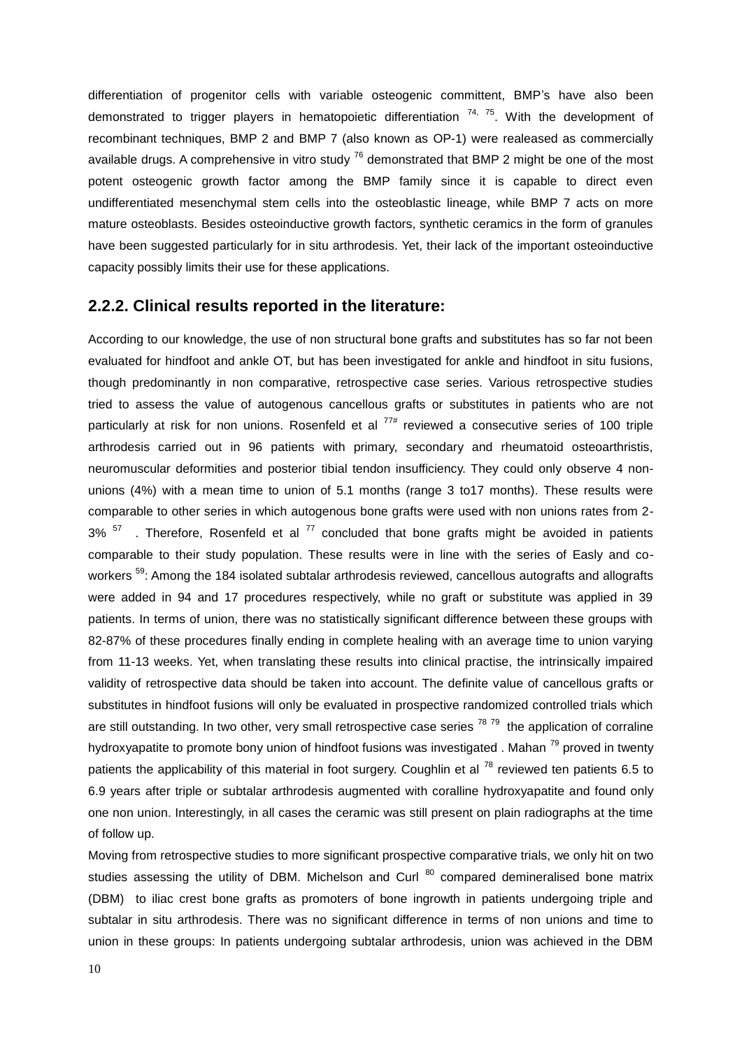differentiation of progenitor cells with variable osteogenic committent, BMP's have also been demonstrated to trigger players in hematopoietic differentiation [74, 75]. With the development of recombinant techniques, BMP 2 and BMP 7 (also known as OP-1) were realeased as commercially available drugs. A comprehensive in vitro study [76] demonstrated that BMP 2 might be one of the most potent osteogenic growth factor among the BMP family since it is capable to direct even undifferentiated mesenchymal stem cells into the osteoblastic lineage, while BMP 7 acts on more mature osteoblasts. Besides osteoinductive growth factors, synthetic ceramics in the form of granules have been suggested particularly for in situ arthrodesis. Yet, their lack of the important osteoinductive capacity possibly limits their use for these applications.

## 2.2.2. Clinical results reported in the literature:

According to our knowledge, the use of non structural bone grafts and substitutes has so far not been evaluated for hindfoot and ankle OT, but has been investigated for ankle and hindfoot in situ fusions, though predominantly in non comparative, retrospective case series. Various retrospective studies tried to assess the value of autogenous cancellous grafts or substitutes in patients who are not particularly at risk for non unions. Rosenfeld et al [77#] reviewed a consecutive series of 100 triple arthrodesis carried out in 96 patients with primary, secondary and rheumatoid osteoarthristis, neuromuscular deformities and posterior tibial tendon insufficiency. They could only observe 4 non-unions (4%) with a mean time to union of 5.1 months (range 3 to17 months). These results were comparable to other series in which autogenous bone grafts were used with non unions rates from 2-3% [57]. Therefore, Rosenfeld et al [77] concluded that bone grafts might be avoided in patients comparable to their study population. These results were in line with the series of Easly and co-workers [59]: Among the 184 isolated subtalar arthrodesis reviewed, cancellous autografts and allografts were added in 94 and 17 procedures respectively, while no graft or substitute was applied in 39 patients. In terms of union, there was no statistically significant difference between these groups with 82-87% of these procedures finally ending in complete healing with an average time to union varying from 11-13 weeks. Yet, when translating these results into clinical practise, the intrinsically impaired validity of retrospective data should be taken into account. The definite value of cancellous grafts or substitutes in hindfoot fusions will only be evaluated in prospective randomized controlled trials which are still outstanding. In two other, very small retrospective case series [78 79] the application of corraline hydroxyapatite to promote bony union of hindfoot fusions was investigated . Mahan [79] proved in twenty patients the applicability of this material in foot surgery. Coughlin et al [78] reviewed ten patients 6.5 to 6.9 years after triple or subtalar arthrodesis augmented with coralline hydroxyapatite and found only one non union. Interestingly, in all cases the ceramic was still present on plain radiographs at the time of follow up.

Moving from retrospective studies to more significant prospective comparative trials, we only hit on two studies assessing the utility of DBM. Michelson and Curl [80] compared demineralised bone matrix (DBM) to iliac crest bone grafts as promoters of bone ingrowth in patients undergoing triple and subtalar in situ arthrodesis. There was no significant difference in terms of non unions and time to union in these groups: In patients undergoing subtalar arthrodesis, union was achieved in the DBM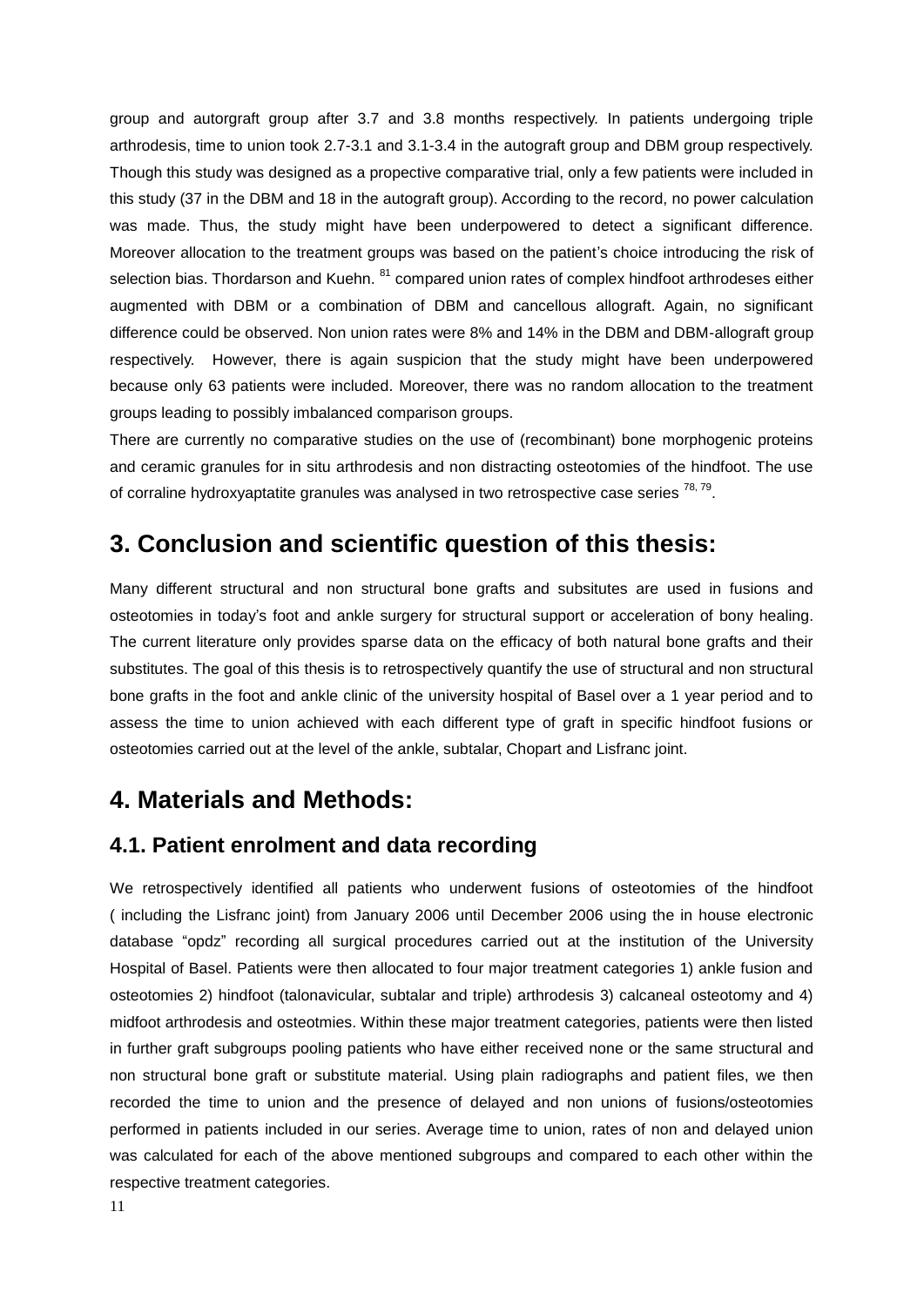group and autorgraft group after 3.7 and 3.8 months respectively. In patients undergoing triple arthrodesis, time to union took 2.7-3.1 and 3.1-3.4 in the autograft group and DBM group respectively. Though this study was designed as a propective comparative trial, only a few patients were included in this study (37 in the DBM and 18 in the autograft group). According to the record, no power calculation was made. Thus, the study might have been underpowered to detect a significant difference. Moreover allocation to the treatment groups was based on the patient's choice introducing the risk of selection bias. Thordarson and Kuehn. [81] compared union rates of complex hindfoot arthrodeses either augmented with DBM or a combination of DBM and cancellous allograft. Again, no significant difference could be observed. Non union rates were 8% and 14% in the DBM and DBM-allograft group respectively. However, there is again suspicion that the study might have been underpowered because only 63 patients were included. Moreover, there was no random allocation to the treatment groups leading to possibly imbalanced comparison groups.

There are currently no comparative studies on the use of (recombinant) bone morphogenic proteins and ceramic granules for in situ arthrodesis and non distracting osteotomies of the hindfoot. The use of corraline hydroxyaptatite granules was analysed in two retrospective case series [78, 79].

# 3. Conclusion and scientific question of this thesis:

Many different structural and non structural bone grafts and subsitutes are used in fusions and osteotomies in today's foot and ankle surgery for structural support or acceleration of bony healing. The current literature only provides sparse data on the efficacy of both natural bone grafts and their substitutes. The goal of this thesis is to retrospectively quantify the use of structural and non structural bone grafts in the foot and ankle clinic of the university hospital of Basel over a 1 year period and to assess the time to union achieved with each different type of graft in specific hindfoot fusions or osteotomies carried out at the level of the ankle, subtalar, Chopart and Lisfranc joint.

# 4. Materials and Methods:

## 4.1. Patient enrolment and data recording

We retrospectively identified all patients who underwent fusions of osteotomies of the hindfoot ( including the Lisfranc joint) from January 2006 until December 2006 using the in house electronic database "opdz" recording all surgical procedures carried out at the institution of the University Hospital of Basel. Patients were then allocated to four major treatment categories 1) ankle fusion and osteotomies 2) hindfoot (talonavicular, subtalar and triple) arthrodesis 3) calcaneal osteotomy and 4) midfoot arthrodesis and osteotmies. Within these major treatment categories, patients were then listed in further graft subgroups pooling patients who have either received none or the same structural and non structural bone graft or substitute material. Using plain radiographs and patient files, we then recorded the time to union and the presence of delayed and non unions of fusions/osteotomies performed in patients included in our series. Average time to union, rates of non and delayed union was calculated for each of the above mentioned subgroups and compared to each other within the respective treatment categories.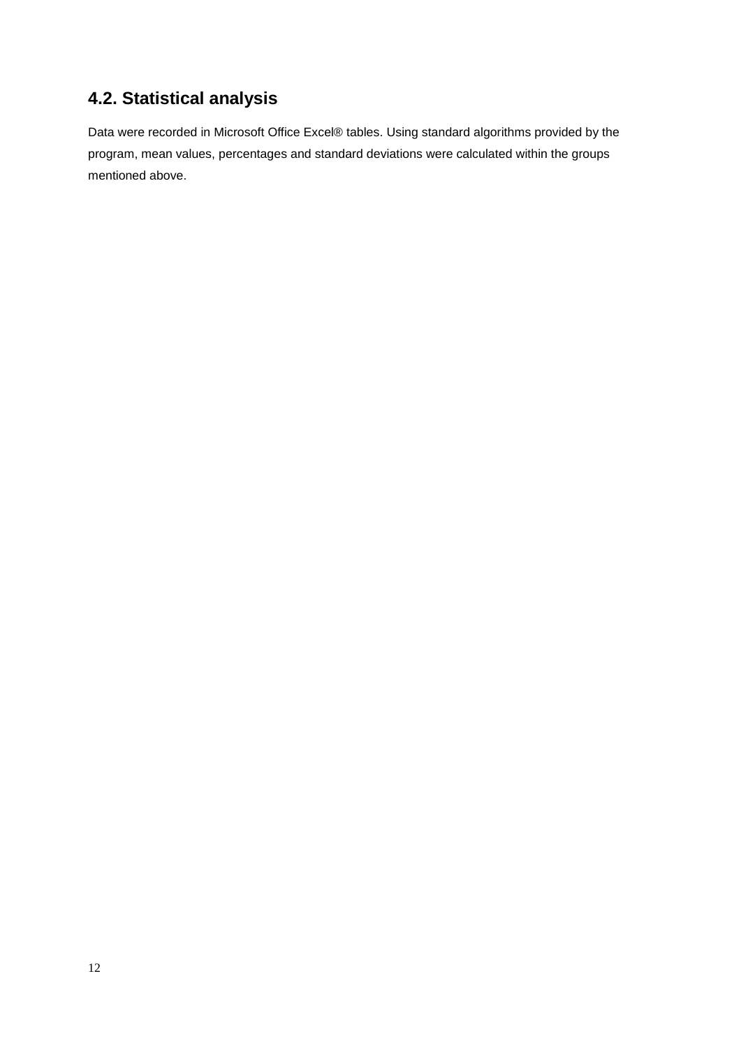## 4.2. Statistical analysis

Data were recorded in Microsoft Office Excel® tables. Using standard algorithms provided by the program, mean values, percentages and standard deviations were calculated within the groups mentioned above.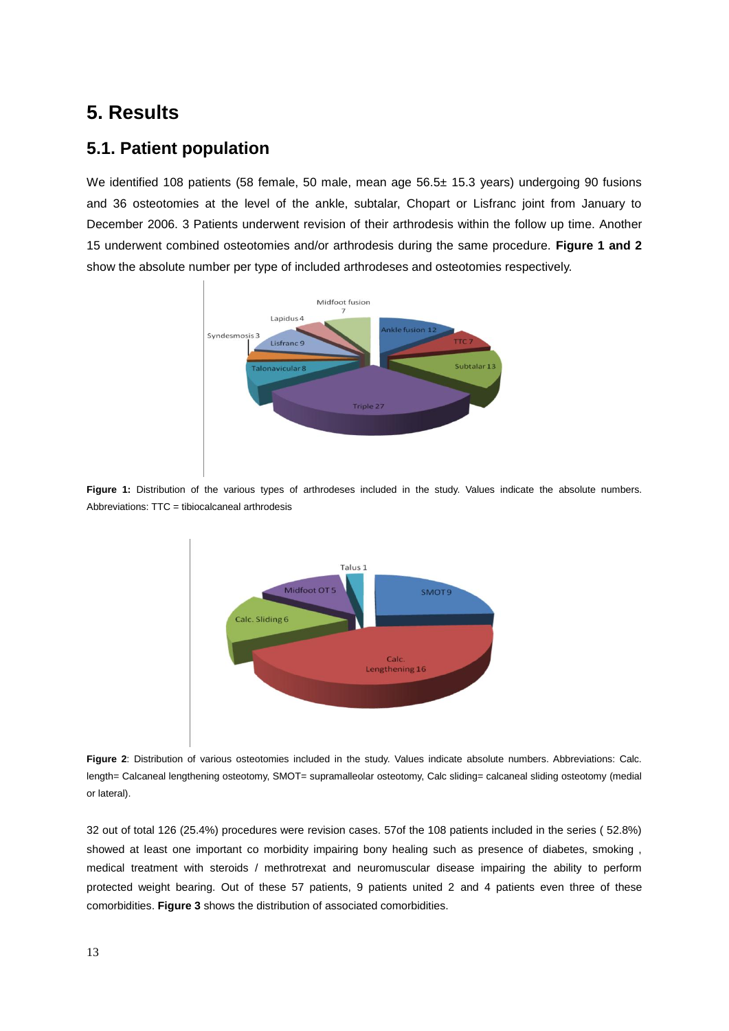# 5. Results

## 5.1. Patient population

We identified 108 patients (58 female, 50 male, mean age 56.5± 15.3 years) undergoing 90 fusions and 36 osteotomies at the level of the ankle, subtalar, Chopart or Lisfranc joint from January to December 2006. 3 Patients underwent revision of their arthrodesis within the follow up time. Another 15 underwent combined osteotomies and/or arthrodesis during the same procedure. **Figure 1 and 2** show the absolute number per type of included arthrodeses and osteotomies respectively.

**Figure 1:** Distribution of the various types of arthrodeses included in the study. Values indicate the absolute numbers. Abbreviations: TTC = tibiocalcaneal arthrodesis

**Figure 2**: Distribution of various osteotomies included in the study. Values indicate absolute numbers. Abbreviations: Calc. length= Calcaneal lengthening osteotomy, SMOT= supramalleolar osteotomy, Calc sliding= calcaneal sliding osteotomy (medial or lateral).

32 out of total 126 (25.4%) procedures were revision cases. 57of the 108 patients included in the series ( 52.8%) showed at least one important co morbidity impairing bony healing such as presence of diabetes, smoking , medical treatment with steroids / methrotrexat and neuromuscular disease impairing the ability to perform protected weight bearing. Out of these 57 patients, 9 patients united 2 and 4 patients even three of these comorbidities. **Figure 3** shows the distribution of associated comorbidities.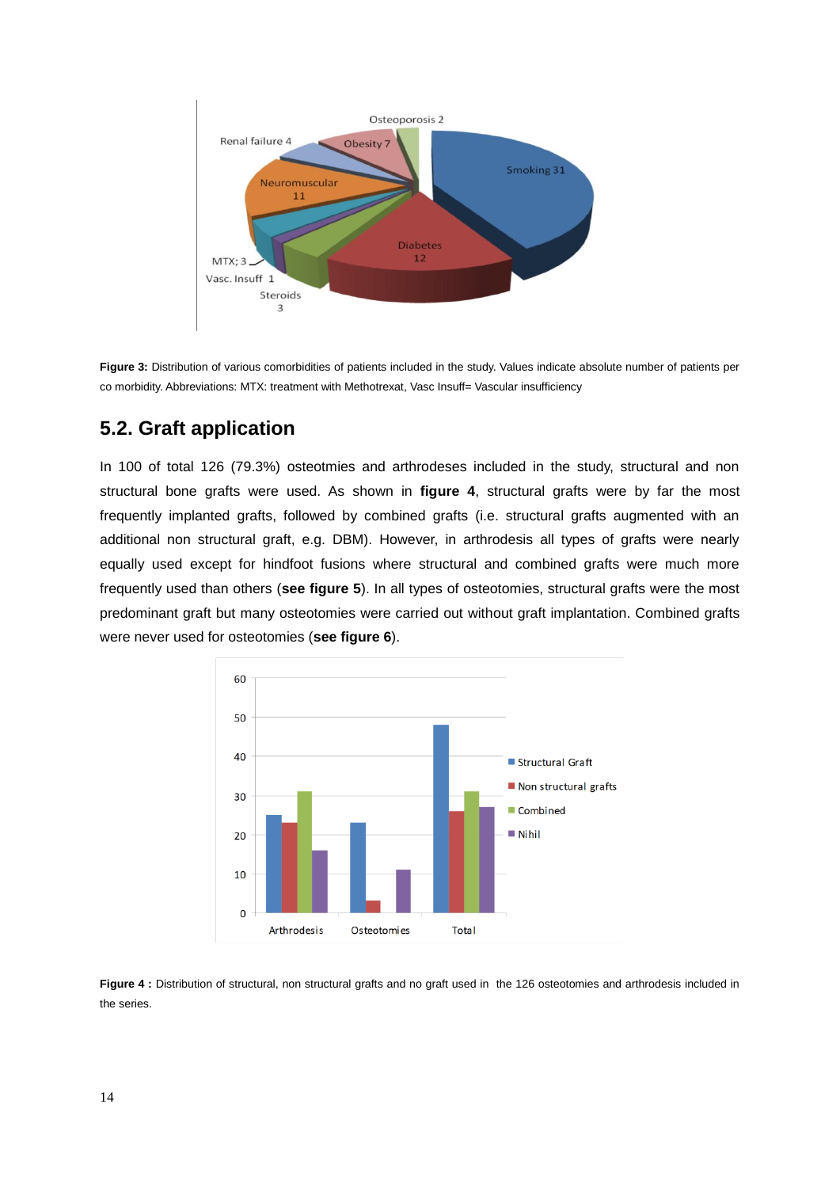**Figure 3:** Distribution of various comorbidities of patients included in the study. Values indicate absolute number of patients per co morbidity. Abbreviations: MTX: treatment with Methotrexat, Vasc Insuff= Vascular insufficiency

## 5.2. Graft application

In 100 of total 126 (79.3%) osteotmies and arthrodeses included in the study, structural and non structural bone grafts were used. As shown in **figure 4**, structural grafts were by far the most frequently implanted grafts, followed by combined grafts (i.e. structural grafts augmented with an additional non structural graft, e.g. DBM). However, in arthrodesis all types of grafts were nearly equally used except for hindfoot fusions where structural and combined grafts were much more frequently used than others (**see figure 5**). In all types of osteotomies, structural grafts were the most predominant graft but many osteotomies were carried out without graft implantation. Combined grafts were never used for osteotomies (**see figure 6**).

**Figure 4 :** Distribution of structural, non structural grafts and no graft used in the 126 osteotomies and arthrodesis included in the series.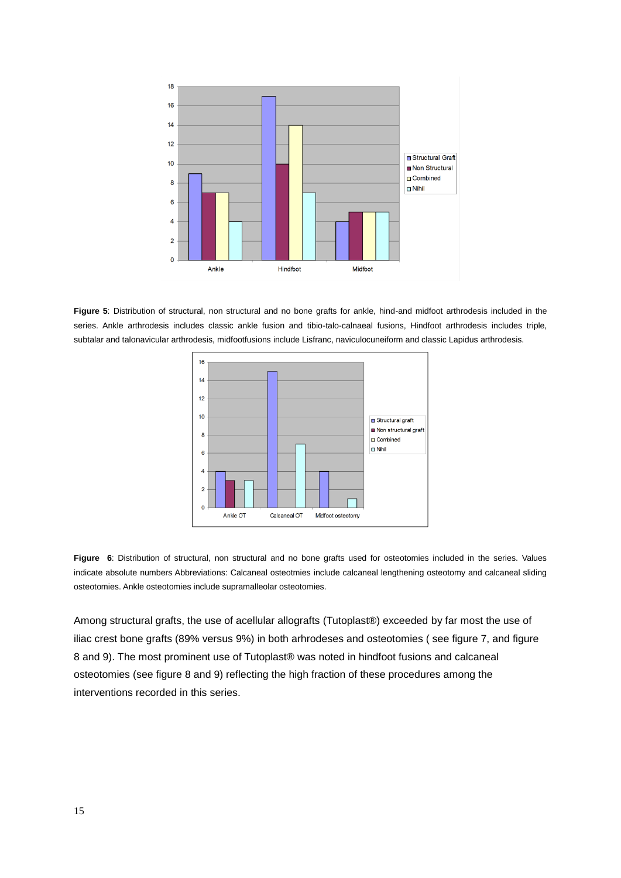**Figure 5**: Distribution of structural, non structural and no bone grafts for ankle, hind-and midfoot arthrodesis included in the series. Ankle arthrodesis includes classic ankle fusion and tibio-talo-calnaeal fusions, Hindfoot arthrodesis includes triple, subtalar and talonavicular arthrodesis, midfootfusions include Lisfranc, naviculocuneiform and classic Lapidus arthrodesis.

**Figure 6**: Distribution of structural, non structural and no bone grafts used for osteotomies included in the series. Values indicate absolute numbers Abbreviations: Calcaneal osteotmies include calcaneal lengthening osteotomy and calcaneal sliding osteotomies. Ankle osteotomies include supramalleolar osteotomies.

Among structural grafts, the use of acellular allografts (Tutoplast®) exceeded by far most the use of iliac crest bone grafts (89% versus 9%) in both arhrodeses and osteotomies ( see figure 7, and figure 8 and 9). The most prominent use of Tutoplast® was noted in hindfoot fusions and calcaneal osteotomies (see figure 8 and 9) reflecting the high fraction of these procedures among the interventions recorded in this series.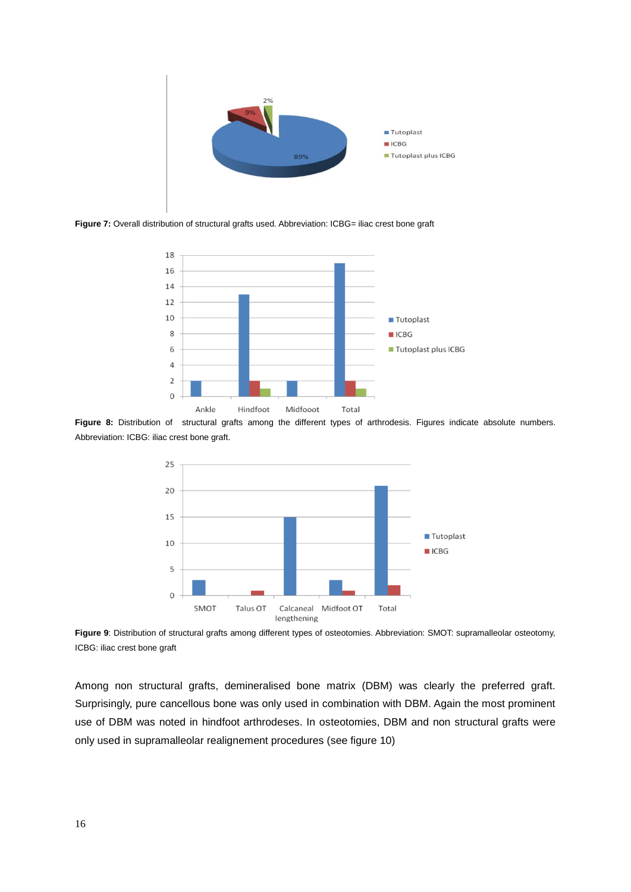**Figure 7:** Overall distribution of structural grafts used. Abbreviation: ICBG= iliac crest bone graft

**Figure 8:** Distribution of structural grafts among the different types of arthrodesis. Figures indicate absolute numbers. Abbreviation: ICBG: iliac crest bone graft.

**Figure 9**: Distribution of structural grafts among different types of osteotomies. Abbreviation: SMOT: supramalleolar osteotomy, ICBG: iliac crest bone graft

Among non structural grafts, demineralised bone matrix (DBM) was clearly the preferred graft. Surprisingly, pure cancellous bone was only used in combination with DBM. Again the most prominent use of DBM was noted in hindfoot arthrodeses. In osteotomies, DBM and non structural grafts were only used in supramalleolar realignement procedures (see figure 10)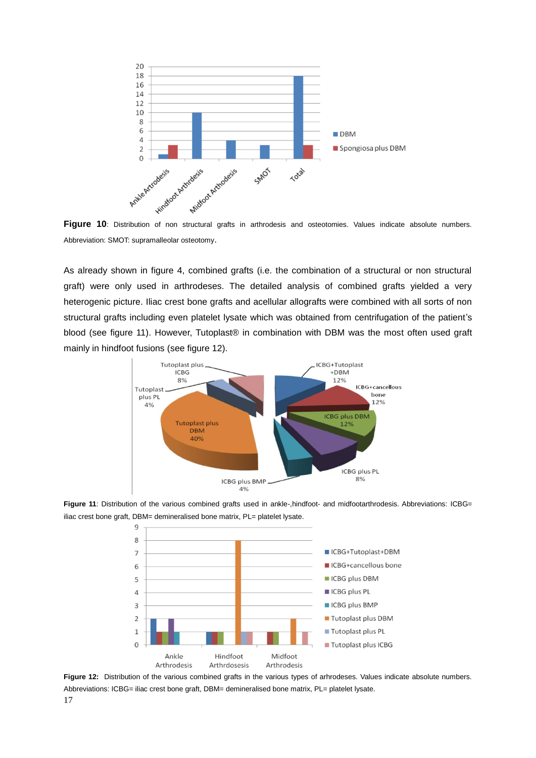**Figure 10**: Distribution of non structural grafts in arthrodesis and osteotomies. Values indicate absolute numbers. Abbreviation: SMOT: supramalleolar osteotomy.

As already shown in figure 4, combined grafts (i.e. the combination of a structural or non structural graft) were only used in arthrodeses. The detailed analysis of combined grafts yielded a very heterogenic picture. Iliac crest bone grafts and acellular allografts were combined with all sorts of non structural grafts including even platelet lysate which was obtained from centrifugation of the patient's blood (see figure 11). However, Tutoplast® in combination with DBM was the most often used graft mainly in hindfoot fusions (see figure 12).

**Figure 11**: Distribution of the various combined grafts used in ankle-,hindfoot- and midfootarthrodesis. Abbreviations: ICBG= iliac crest bone graft, DBM= demineralised bone matrix, PL= platelet lysate.

**Figure 12:** Distribution of the various combined grafts in the various types of arhrodeses. Values indicate absolute numbers. Abbreviations: ICBG= iliac crest bone graft, DBM= demineralised bone matrix, PL= platelet lysate.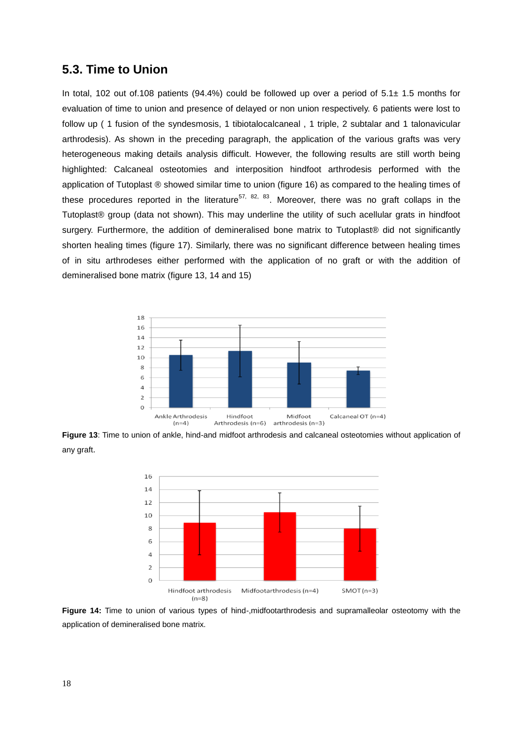## 5.3. Time to Union

In total, 102 out of.108 patients (94.4%) could be followed up over a period of 5.1± 1.5 months for evaluation of time to union and presence of delayed or non union respectively. 6 patients were lost to follow up ( 1 fusion of the syndesmosis, 1 tibiotalocalcaneal , 1 triple, 2 subtalar and 1 talonavicular arthrodesis). As shown in the preceding paragraph, the application of the various grafts was very heterogeneous making details analysis difficult. However, the following results are still worth being highlighted: Calcaneal osteotomies and interposition hindfoot arthrodesis performed with the application of Tutoplast ® showed similar time to union (figure 16) as compared to the healing times of these procedures reported in the literature[57, 82, 83]. Moreover, there was no graft collaps in the Tutoplast® group (data not shown). This may underline the utility of such acellular grats in hindfoot surgery. Furthermore, the addition of demineralised bone matrix to Tutoplast® did not significantly shorten healing times (figure 17). Similarly, there was no significant difference between healing times of in situ arthrodeses either performed with the application of no graft or with the addition of demineralised bone matrix (figure 13, 14 and 15)

**Figure 13**: Time to union of ankle, hind-and midfoot arthrodesis and calcaneal osteotomies without application of any graft.

**Figure 14:** Time to union of various types of hind-,midfootarthrodesis and supramalleolar osteotomy with the application of demineralised bone matrix.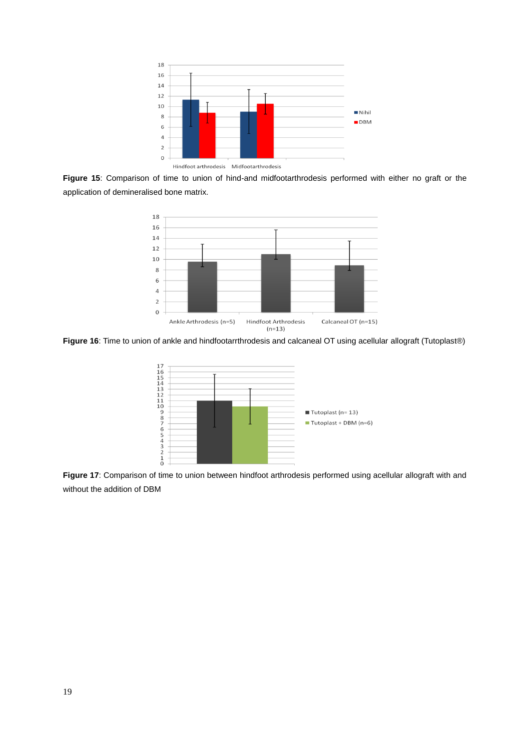**Figure 15**: Comparison of time to union of hind-and midfootarthrodesis performed with either no graft or the application of demineralised bone matrix.

**Figure 16**: Time to union of ankle and hindfootarrthrodesis and calcaneal OT using acellular allograft (Tutoplast®)

**Figure 17**: Comparison of time to union between hindfoot arthrodesis performed using acellular allograft with and without the addition of DBM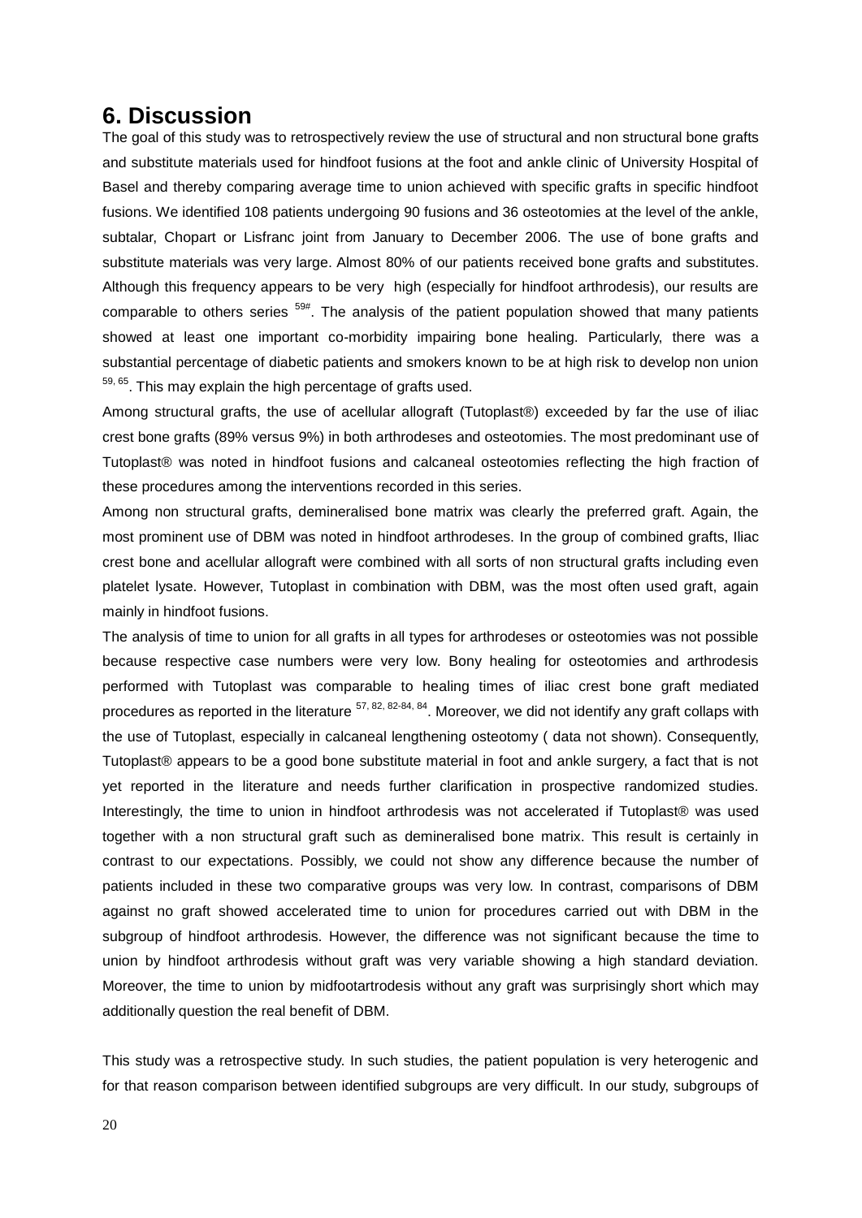# 6. Discussion

The goal of this study was to retrospectively review the use of structural and non structural bone grafts and substitute materials used for hindfoot fusions at the foot and ankle clinic of University Hospital of Basel and thereby comparing average time to union achieved with specific grafts in specific hindfoot fusions. We identified 108 patients undergoing 90 fusions and 36 osteotomies at the level of the ankle, subtalar, Chopart or Lisfranc joint from January to December 2006. The use of bone grafts and substitute materials was very large. Almost 80% of our patients received bone grafts and substitutes. Although this frequency appears to be very high (especially for hindfoot arthrodesis), our results are comparable to others series [59#]. The analysis of the patient population showed that many patients showed at least one important co-morbidity impairing bone healing. Particularly, there was a substantial percentage of diabetic patients and smokers known to be at high risk to develop non union [59, 65]. This may explain the high percentage of grafts used.

Among structural grafts, the use of acellular allograft (Tutoplast®) exceeded by far the use of iliac crest bone grafts (89% versus 9%) in both arthrodeses and osteotomies. The most predominant use of Tutoplast® was noted in hindfoot fusions and calcaneal osteotomies reflecting the high fraction of these procedures among the interventions recorded in this series.

Among non structural grafts, demineralised bone matrix was clearly the preferred graft. Again, the most prominent use of DBM was noted in hindfoot arthrodeses. In the group of combined grafts, Iliac crest bone and acellular allograft were combined with all sorts of non structural grafts including even platelet lysate. However, Tutoplast in combination with DBM, was the most often used graft, again mainly in hindfoot fusions.

The analysis of time to union for all grafts in all types for arthrodeses or osteotomies was not possible because respective case numbers were very low. Bony healing for osteotomies and arthrodesis performed with Tutoplast was comparable to healing times of iliac crest bone graft mediated procedures as reported in the literature [57, 82, 82-84, 84]. Moreover, we did not identify any graft collaps with the use of Tutoplast, especially in calcaneal lengthening osteotomy ( data not shown). Consequently, Tutoplast® appears to be a good bone substitute material in foot and ankle surgery, a fact that is not yet reported in the literature and needs further clarification in prospective randomized studies. Interestingly, the time to union in hindfoot arthrodesis was not accelerated if Tutoplast® was used together with a non structural graft such as demineralised bone matrix. This result is certainly in contrast to our expectations. Possibly, we could not show any difference because the number of patients included in these two comparative groups was very low. In contrast, comparisons of DBM against no graft showed accelerated time to union for procedures carried out with DBM in the subgroup of hindfoot arthrodesis. However, the difference was not significant because the time to union by hindfoot arthrodesis without graft was very variable showing a high standard deviation. Moreover, the time to union by midfootartrodesis without any graft was surprisingly short which may additionally question the real benefit of DBM.

This study was a retrospective study. In such studies, the patient population is very heterogenic and for that reason comparison between identified subgroups are very difficult. In our study, subgroups of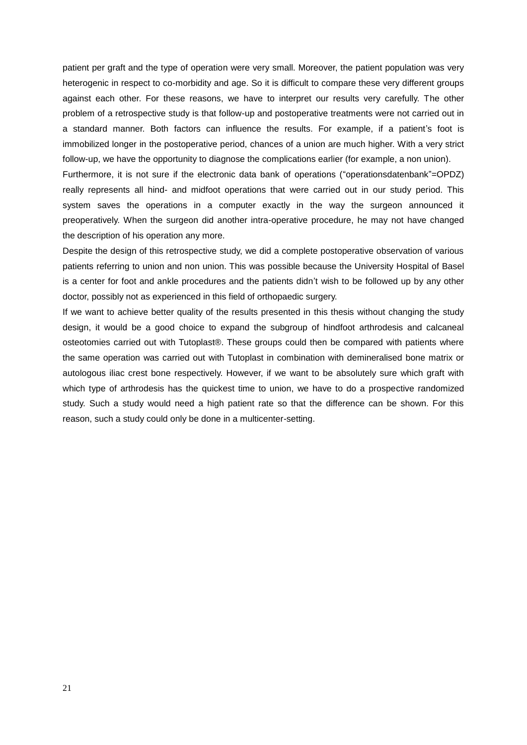patient per graft and the type of operation were very small. Moreover, the patient population was very heterogenic in respect to co-morbidity and age. So it is difficult to compare these very different groups against each other. For these reasons, we have to interpret our results very carefully. The other problem of a retrospective study is that follow-up and postoperative treatments were not carried out in a standard manner. Both factors can influence the results. For example, if a patient's foot is immobilized longer in the postoperative period, chances of a union are much higher. With a very strict follow-up, we have the opportunity to diagnose the complications earlier (for example, a non union).

Furthermore, it is not sure if the electronic data bank of operations ("operationsdatenbank"=OPDZ) really represents all hind- and midfoot operations that were carried out in our study period. This system saves the operations in a computer exactly in the way the surgeon announced it preoperatively. When the surgeon did another intra-operative procedure, he may not have changed the description of his operation any more.

Despite the design of this retrospective study, we did a complete postoperative observation of various patients referring to union and non union. This was possible because the University Hospital of Basel is a center for foot and ankle procedures and the patients didn't wish to be followed up by any other doctor, possibly not as experienced in this field of orthopaedic surgery.

If we want to achieve better quality of the results presented in this thesis without changing the study design, it would be a good choice to expand the subgroup of hindfoot arthrodesis and calcaneal osteotomies carried out with Tutoplast®. These groups could then be compared with patients where the same operation was carried out with Tutoplast in combination with demineralised bone matrix or autologous iliac crest bone respectively. However, if we want to be absolutely sure which graft with which type of arthrodesis has the quickest time to union, we have to do a prospective randomized study. Such a study would need a high patient rate so that the difference can be shown. For this reason, such a study could only be done in a multicenter-setting.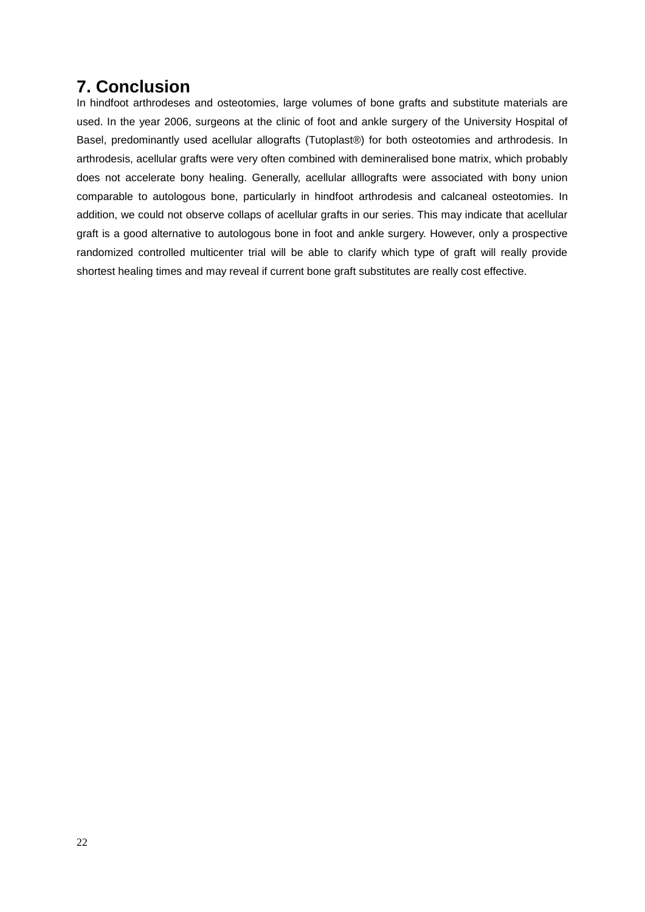## 7. Conclusion

In hindfoot arthrodeses and osteotomies, large volumes of bone grafts and substitute materials are used. In the year 2006, surgeons at the clinic of foot and ankle surgery of the University Hospital of Basel, predominantly used acellular allografts (Tutoplast®) for both osteotomies and arthrodesis. In arthrodesis, acellular grafts were very often combined with demineralised bone matrix, which probably does not accelerate bony healing. Generally, acellular alllografts were associated with bony union comparable to autologous bone, particularly in hindfoot arthrodesis and calcaneal osteotomies. In addition, we could not observe collaps of acellular grafts in our series. This may indicate that acellular graft is a good alternative to autologous bone in foot and ankle surgery. However, only a prospective randomized controlled multicenter trial will be able to clarify which type of graft will really provide shortest healing times and may reveal if current bone graft substitutes are really cost effective.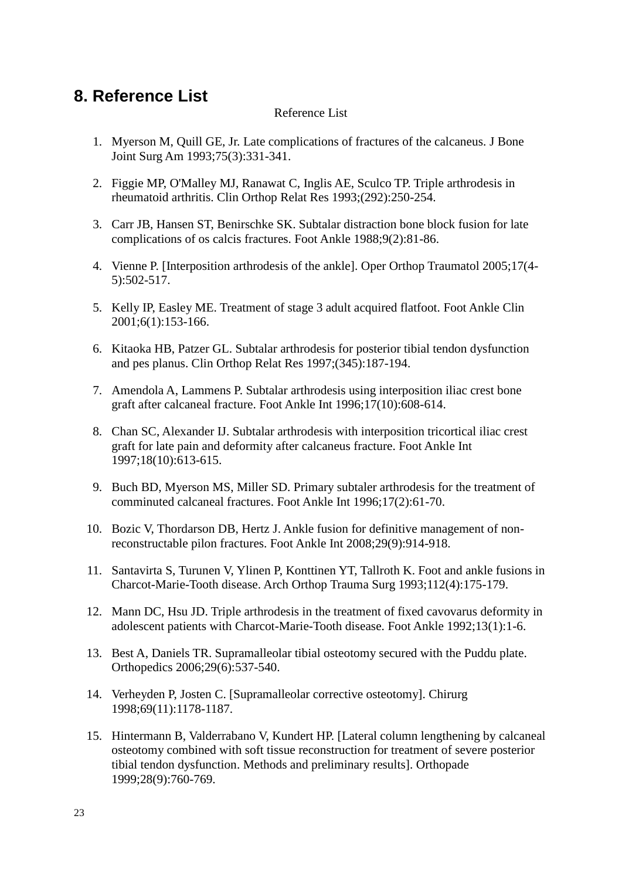## 8. Reference List

Reference List

1. Myerson M, Quill GE, Jr. Late complications of fractures of the calcaneus. J Bone Joint Surg Am 1993;75(3):331-341.

2. Figgie MP, O'Malley MJ, Ranawat C, Inglis AE, Sculco TP. Triple arthrodesis in rheumatoid arthritis. Clin Orthop Relat Res 1993;(292):250-254.

3. Carr JB, Hansen ST, Benirschke SK. Subtalar distraction bone block fusion for late complications of os calcis fractures. Foot Ankle 1988;9(2):81-86.

4. Vienne P. [Interposition arthrodesis of the ankle]. Oper Orthop Traumatol 2005;17(4-5):502-517.

5. Kelly IP, Easley ME. Treatment of stage 3 adult acquired flatfoot. Foot Ankle Clin 2001;6(1):153-166.

6. Kitaoka HB, Patzer GL. Subtalar arthrodesis for posterior tibial tendon dysfunction and pes planus. Clin Orthop Relat Res 1997;(345):187-194.

7. Amendola A, Lammens P. Subtalar arthrodesis using interposition iliac crest bone graft after calcaneal fracture. Foot Ankle Int 1996;17(10):608-614.

8. Chan SC, Alexander IJ. Subtalar arthrodesis with interposition tricortical iliac crest graft for late pain and deformity after calcaneus fracture. Foot Ankle Int 1997;18(10):613-615.

9. Buch BD, Myerson MS, Miller SD. Primary subtaler arthrodesis for the treatment of comminuted calcaneal fractures. Foot Ankle Int 1996;17(2):61-70.

10. Bozic V, Thordarson DB, Hertz J. Ankle fusion for definitive management of non-reconstructable pilon fractures. Foot Ankle Int 2008;29(9):914-918.

11. Santavirta S, Turunen V, Ylinen P, Konttinen YT, Tallroth K. Foot and ankle fusions in Charcot-Marie-Tooth disease. Arch Orthop Trauma Surg 1993;112(4):175-179.

12. Mann DC, Hsu JD. Triple arthrodesis in the treatment of fixed cavovarus deformity in adolescent patients with Charcot-Marie-Tooth disease. Foot Ankle 1992;13(1):1-6.

13. Best A, Daniels TR. Supramalleolar tibial osteotomy secured with the Puddu plate. Orthopedics 2006;29(6):537-540.

14. Verheyden P, Josten C. [Supramalleolar corrective osteotomy]. Chirurg 1998;69(11):1178-1187.

15. Hintermann B, Valderrabano V, Kundert HP. [Lateral column lengthening by calcaneal osteotomy combined with soft tissue reconstruction for treatment of severe posterior tibial tendon dysfunction. Methods and preliminary results]. Orthopade 1999;28(9):760-769.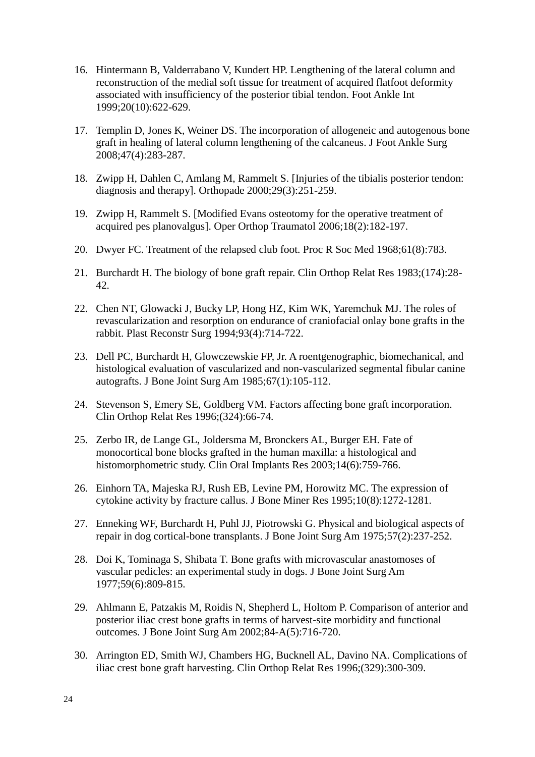16. Hintermann B, Valderrabano V, Kundert HP. Lengthening of the lateral column and reconstruction of the medial soft tissue for treatment of acquired flatfoot deformity associated with insufficiency of the posterior tibial tendon. Foot Ankle Int 1999;20(10):622-629.

17. Templin D, Jones K, Weiner DS. The incorporation of allogeneic and autogenous bone graft in healing of lateral column lengthening of the calcaneus. J Foot Ankle Surg 2008;47(4):283-287.

18. Zwipp H, Dahlen C, Amlang M, Rammelt S. [Injuries of the tibialis posterior tendon: diagnosis and therapy]. Orthopade 2000;29(3):251-259.

19. Zwipp H, Rammelt S. [Modified Evans osteotomy for the operative treatment of acquired pes planovalgus]. Oper Orthop Traumatol 2006;18(2):182-197.

20. Dwyer FC. Treatment of the relapsed club foot. Proc R Soc Med 1968;61(8):783.

21. Burchardt H. The biology of bone graft repair. Clin Orthop Relat Res 1983;(174):28-42.

22. Chen NT, Glowacki J, Bucky LP, Hong HZ, Kim WK, Yaremchuk MJ. The roles of revascularization and resorption on endurance of craniofacial onlay bone grafts in the rabbit. Plast Reconstr Surg 1994;93(4):714-722.

23. Dell PC, Burchardt H, Glowczewskie FP, Jr. A roentgenographic, biomechanical, and histological evaluation of vascularized and non-vascularized segmental fibular canine autografts. J Bone Joint Surg Am 1985;67(1):105-112.

24. Stevenson S, Emery SE, Goldberg VM. Factors affecting bone graft incorporation. Clin Orthop Relat Res 1996;(324):66-74.

25. Zerbo IR, de Lange GL, Joldersma M, Bronckers AL, Burger EH. Fate of monocortical bone blocks grafted in the human maxilla: a histological and histomorphometric study. Clin Oral Implants Res 2003;14(6):759-766.

26. Einhorn TA, Majeska RJ, Rush EB, Levine PM, Horowitz MC. The expression of cytokine activity by fracture callus. J Bone Miner Res 1995;10(8):1272-1281.

27. Enneking WF, Burchardt H, Puhl JJ, Piotrowski G. Physical and biological aspects of repair in dog cortical-bone transplants. J Bone Joint Surg Am 1975;57(2):237-252.

28. Doi K, Tominaga S, Shibata T. Bone grafts with microvascular anastomoses of vascular pedicles: an experimental study in dogs. J Bone Joint Surg Am 1977;59(6):809-815.

29. Ahlmann E, Patzakis M, Roidis N, Shepherd L, Holtom P. Comparison of anterior and posterior iliac crest bone grafts in terms of harvest-site morbidity and functional outcomes. J Bone Joint Surg Am 2002;84-A(5):716-720.

30. Arrington ED, Smith WJ, Chambers HG, Bucknell AL, Davino NA. Complications of iliac crest bone graft harvesting. Clin Orthop Relat Res 1996;(329):300-309.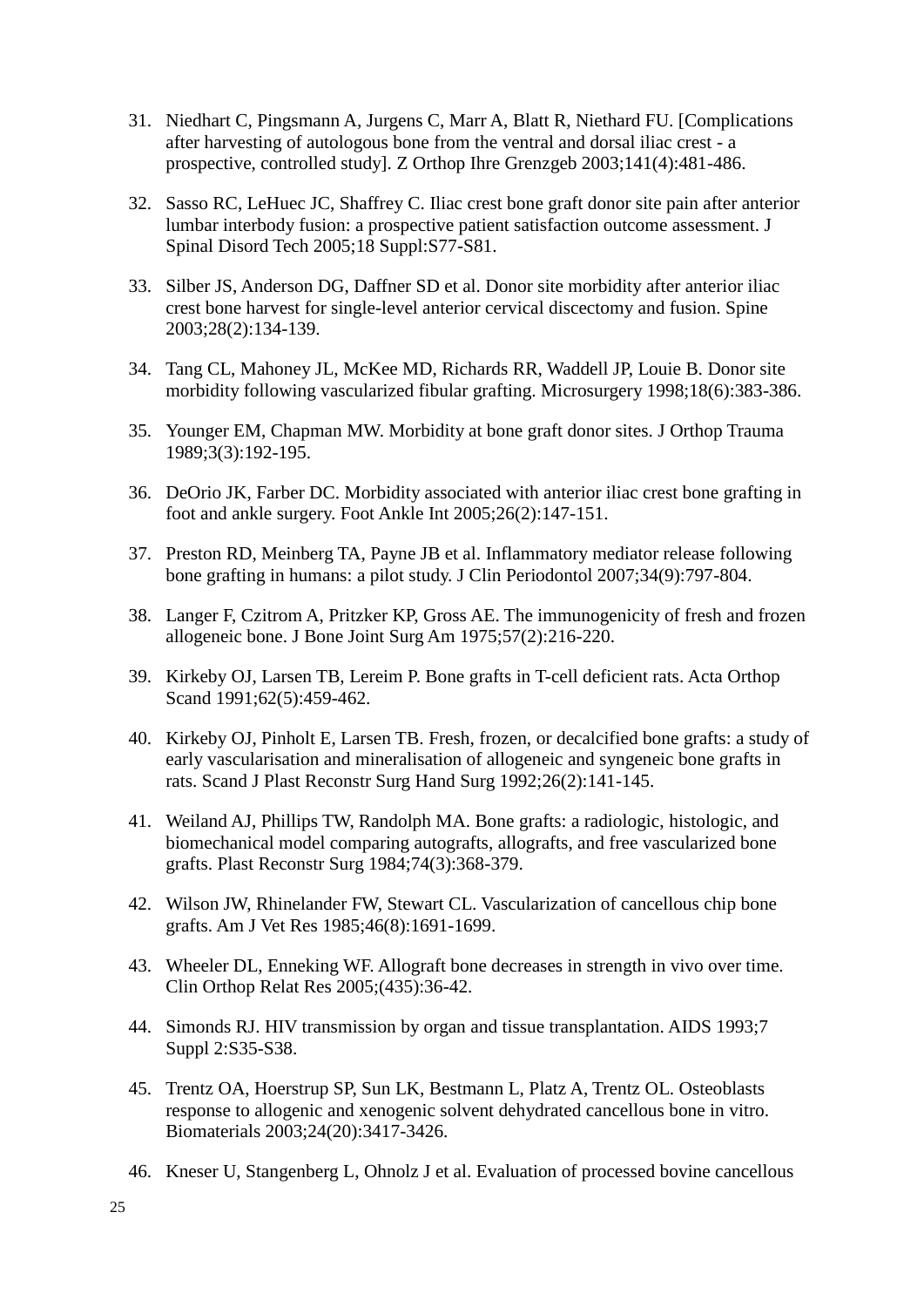31. Niedhart C, Pingsmann A, Jurgens C, Marr A, Blatt R, Niethard FU. [Complications after harvesting of autologous bone from the ventral and dorsal iliac crest - a prospective, controlled study]. Z Orthop Ihre Grenzgeb 2003;141(4):481-486.

32. Sasso RC, LeHuec JC, Shaffrey C. Iliac crest bone graft donor site pain after anterior lumbar interbody fusion: a prospective patient satisfaction outcome assessment. J Spinal Disord Tech 2005;18 Suppl:S77-S81.

33. Silber JS, Anderson DG, Daffner SD et al. Donor site morbidity after anterior iliac crest bone harvest for single-level anterior cervical discectomy and fusion. Spine 2003;28(2):134-139.

34. Tang CL, Mahoney JL, McKee MD, Richards RR, Waddell JP, Louie B. Donor site morbidity following vascularized fibular grafting. Microsurgery 1998;18(6):383-386.

35. Younger EM, Chapman MW. Morbidity at bone graft donor sites. J Orthop Trauma 1989;3(3):192-195.

36. DeOrio JK, Farber DC. Morbidity associated with anterior iliac crest bone grafting in foot and ankle surgery. Foot Ankle Int 2005;26(2):147-151.

37. Preston RD, Meinberg TA, Payne JB et al. Inflammatory mediator release following bone grafting in humans: a pilot study. J Clin Periodontol 2007;34(9):797-804.

38. Langer F, Czitrom A, Pritzker KP, Gross AE. The immunogenicity of fresh and frozen allogeneic bone. J Bone Joint Surg Am 1975;57(2):216-220.

39. Kirkeby OJ, Larsen TB, Lereim P. Bone grafts in T-cell deficient rats. Acta Orthop Scand 1991;62(5):459-462.

40. Kirkeby OJ, Pinholt E, Larsen TB. Fresh, frozen, or decalcified bone grafts: a study of early vascularisation and mineralisation of allogeneic and syngeneic bone grafts in rats. Scand J Plast Reconstr Surg Hand Surg 1992;26(2):141-145.

41. Weiland AJ, Phillips TW, Randolph MA. Bone grafts: a radiologic, histologic, and biomechanical model comparing autografts, allografts, and free vascularized bone grafts. Plast Reconstr Surg 1984;74(3):368-379.

42. Wilson JW, Rhinelander FW, Stewart CL. Vascularization of cancellous chip bone grafts. Am J Vet Res 1985;46(8):1691-1699.

43. Wheeler DL, Enneking WF. Allograft bone decreases in strength in vivo over time. Clin Orthop Relat Res 2005;(435):36-42.

44. Simonds RJ. HIV transmission by organ and tissue transplantation. AIDS 1993;7 Suppl 2:S35-S38.

45. Trentz OA, Hoerstrup SP, Sun LK, Bestmann L, Platz A, Trentz OL. Osteoblasts response to allogenic and xenogenic solvent dehydrated cancellous bone in vitro. Biomaterials 2003;24(20):3417-3426.

46. Kneser U, Stangenberg L, Ohnolz J et al. Evaluation of processed bovine cancellous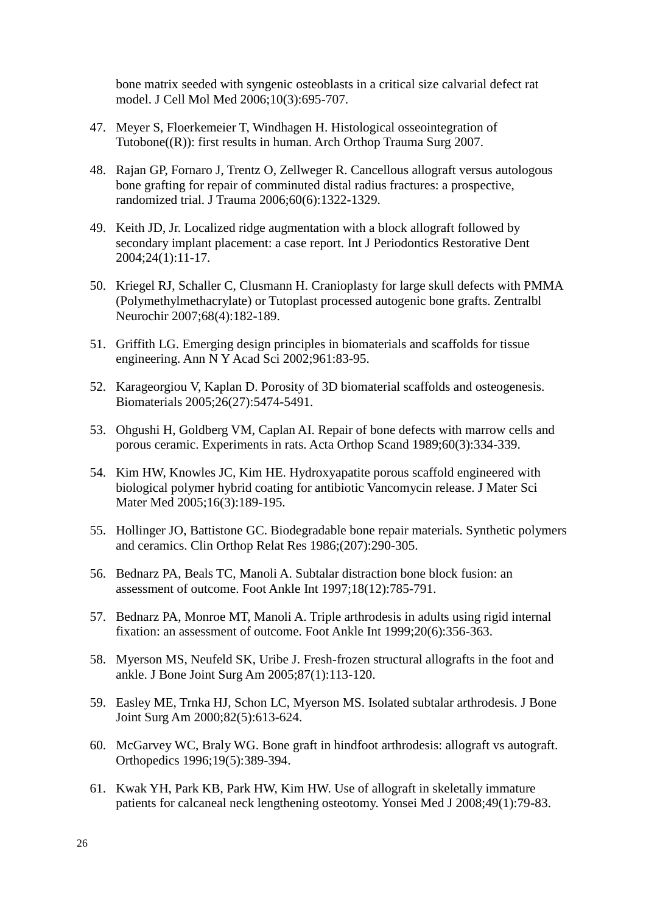bone matrix seeded with syngenic osteoblasts in a critical size calvarial defect rat model. J Cell Mol Med 2006;10(3):695-707.

47. Meyer S, Floerkemeier T, Windhagen H. Histological osseointegration of Tutobone((R)): first results in human. Arch Orthop Trauma Surg 2007.

48. Rajan GP, Fornaro J, Trentz O, Zellweger R. Cancellous allograft versus autologous bone grafting for repair of comminuted distal radius fractures: a prospective, randomized trial. J Trauma 2006;60(6):1322-1329.

49. Keith JD, Jr. Localized ridge augmentation with a block allograft followed by secondary implant placement: a case report. Int J Periodontics Restorative Dent 2004;24(1):11-17.

50. Kriegel RJ, Schaller C, Clusmann H. Cranioplasty for large skull defects with PMMA (Polymethylmethacrylate) or Tutoplast processed autogenic bone grafts. Zentralbl Neurochir 2007;68(4):182-189.

51. Griffith LG. Emerging design principles in biomaterials and scaffolds for tissue engineering. Ann N Y Acad Sci 2002;961:83-95.

52. Karageorgiou V, Kaplan D. Porosity of 3D biomaterial scaffolds and osteogenesis. Biomaterials 2005;26(27):5474-5491.

53. Ohgushi H, Goldberg VM, Caplan AI. Repair of bone defects with marrow cells and porous ceramic. Experiments in rats. Acta Orthop Scand 1989;60(3):334-339.

54. Kim HW, Knowles JC, Kim HE. Hydroxyapatite porous scaffold engineered with biological polymer hybrid coating for antibiotic Vancomycin release. J Mater Sci Mater Med 2005;16(3):189-195.

55. Hollinger JO, Battistone GC. Biodegradable bone repair materials. Synthetic polymers and ceramics. Clin Orthop Relat Res 1986;(207):290-305.

56. Bednarz PA, Beals TC, Manoli A. Subtalar distraction bone block fusion: an assessment of outcome. Foot Ankle Int 1997;18(12):785-791.

57. Bednarz PA, Monroe MT, Manoli A. Triple arthrodesis in adults using rigid internal fixation: an assessment of outcome. Foot Ankle Int 1999;20(6):356-363.

58. Myerson MS, Neufeld SK, Uribe J. Fresh-frozen structural allografts in the foot and ankle. J Bone Joint Surg Am 2005;87(1):113-120.

59. Easley ME, Trnka HJ, Schon LC, Myerson MS. Isolated subtalar arthrodesis. J Bone Joint Surg Am 2000;82(5):613-624.

60. McGarvey WC, Braly WG. Bone graft in hindfoot arthrodesis: allograft vs autograft. Orthopedics 1996;19(5):389-394.

61. Kwak YH, Park KB, Park HW, Kim HW. Use of allograft in skeletally immature patients for calcaneal neck lengthening osteotomy. Yonsei Med J 2008;49(1):79-83.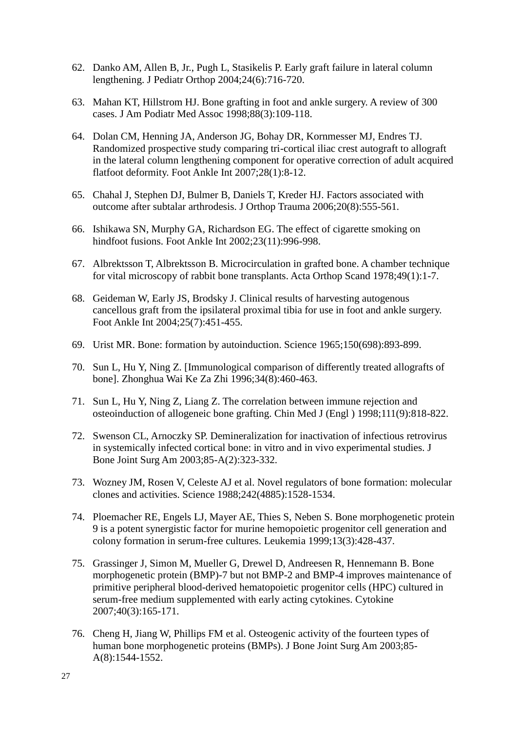62. Danko AM, Allen B, Jr., Pugh L, Stasikelis P. Early graft failure in lateral column lengthening. J Pediatr Orthop 2004;24(6):716-720.

63. Mahan KT, Hillstrom HJ. Bone grafting in foot and ankle surgery. A review of 300 cases. J Am Podiatr Med Assoc 1998;88(3):109-118.

64. Dolan CM, Henning JA, Anderson JG, Bohay DR, Kornmesser MJ, Endres TJ. Randomized prospective study comparing tri-cortical iliac crest autograft to allograft in the lateral column lengthening component for operative correction of adult acquired flatfoot deformity. Foot Ankle Int 2007;28(1):8-12.

65. Chahal J, Stephen DJ, Bulmer B, Daniels T, Kreder HJ. Factors associated with outcome after subtalar arthrodesis. J Orthop Trauma 2006;20(8):555-561.

66. Ishikawa SN, Murphy GA, Richardson EG. The effect of cigarette smoking on hindfoot fusions. Foot Ankle Int 2002;23(11):996-998.

67. Albrektsson T, Albrektsson B. Microcirculation in grafted bone. A chamber technique for vital microscopy of rabbit bone transplants. Acta Orthop Scand 1978;49(1):1-7.

68. Geideman W, Early JS, Brodsky J. Clinical results of harvesting autogenous cancellous graft from the ipsilateral proximal tibia for use in foot and ankle surgery. Foot Ankle Int 2004;25(7):451-455.

69. Urist MR. Bone: formation by autoinduction. Science 1965;150(698):893-899.

70. Sun L, Hu Y, Ning Z. [Immunological comparison of differently treated allografts of bone]. Zhonghua Wai Ke Za Zhi 1996;34(8):460-463.

71. Sun L, Hu Y, Ning Z, Liang Z. The correlation between immune rejection and osteoinduction of allogeneic bone grafting. Chin Med J (Engl ) 1998;111(9):818-822.

72. Swenson CL, Arnoczky SP. Demineralization for inactivation of infectious retrovirus in systemically infected cortical bone: in vitro and in vivo experimental studies. J Bone Joint Surg Am 2003;85-A(2):323-332.

73. Wozney JM, Rosen V, Celeste AJ et al. Novel regulators of bone formation: molecular clones and activities. Science 1988;242(4885):1528-1534.

74. Ploemacher RE, Engels LJ, Mayer AE, Thies S, Neben S. Bone morphogenetic protein 9 is a potent synergistic factor for murine hemopoietic progenitor cell generation and colony formation in serum-free cultures. Leukemia 1999;13(3):428-437.

75. Grassinger J, Simon M, Mueller G, Drewel D, Andreesen R, Hennemann B. Bone morphogenetic protein (BMP)-7 but not BMP-2 and BMP-4 improves maintenance of primitive peripheral blood-derived hematopoietic progenitor cells (HPC) cultured in serum-free medium supplemented with early acting cytokines. Cytokine 2007;40(3):165-171.

76. Cheng H, Jiang W, Phillips FM et al. Osteogenic activity of the fourteen types of human bone morphogenetic proteins (BMPs). J Bone Joint Surg Am 2003;85-A(8):1544-1552.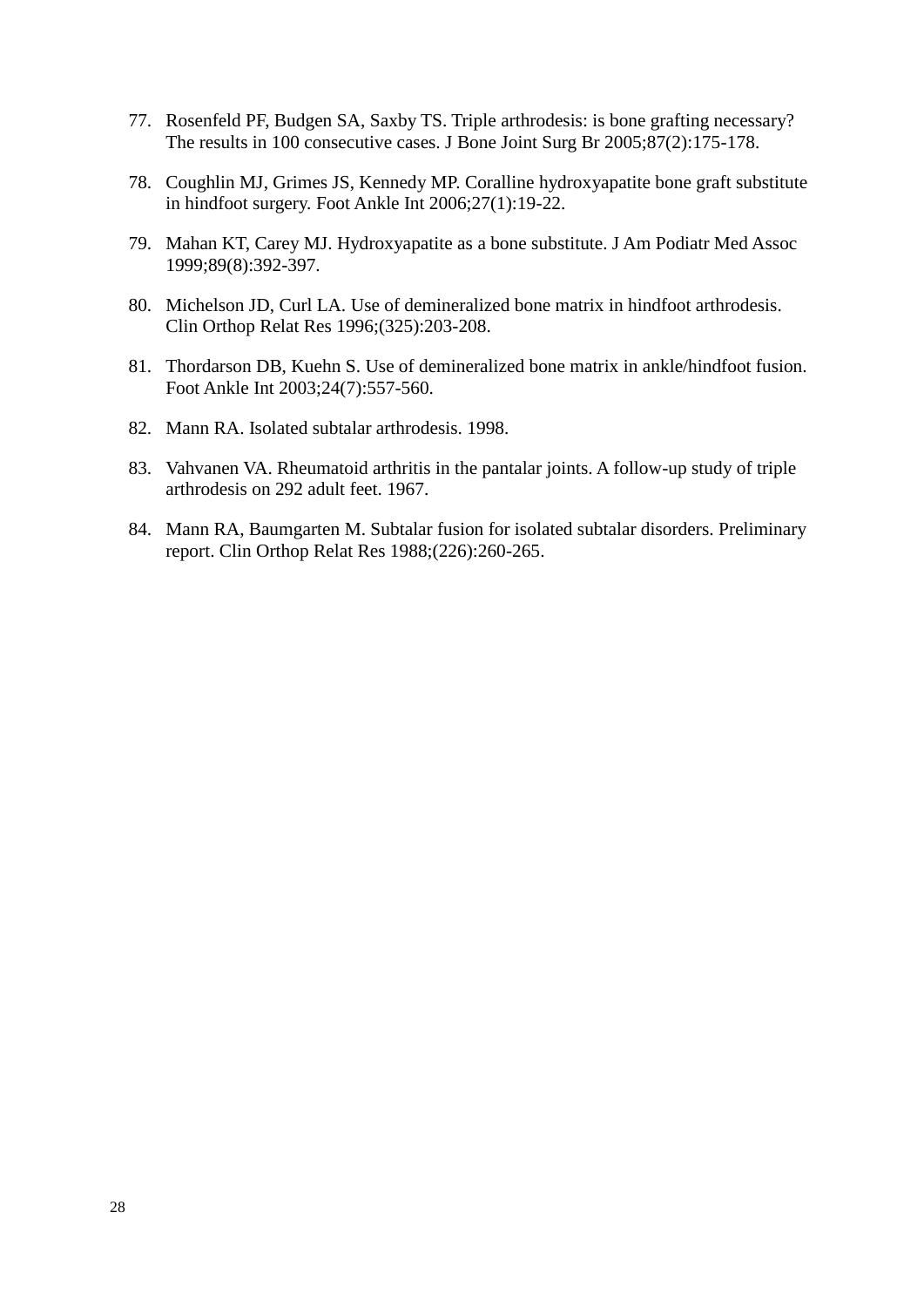77. Rosenfeld PF, Budgen SA, Saxby TS. Triple arthrodesis: is bone grafting necessary? The results in 100 consecutive cases. J Bone Joint Surg Br 2005;87(2):175-178.

78. Coughlin MJ, Grimes JS, Kennedy MP. Coralline hydroxyapatite bone graft substitute in hindfoot surgery. Foot Ankle Int 2006;27(1):19-22.

79. Mahan KT, Carey MJ. Hydroxyapatite as a bone substitute. J Am Podiatr Med Assoc 1999;89(8):392-397.

80. Michelson JD, Curl LA. Use of demineralized bone matrix in hindfoot arthrodesis. Clin Orthop Relat Res 1996;(325):203-208.

81. Thordarson DB, Kuehn S. Use of demineralized bone matrix in ankle/hindfoot fusion. Foot Ankle Int 2003;24(7):557-560.

82. Mann RA. Isolated subtalar arthrodesis. 1998.

83. Vahvanen VA. Rheumatoid arthritis in the pantalar joints. A follow-up study of triple arthrodesis on 292 adult feet. 1967.

84. Mann RA, Baumgarten M. Subtalar fusion for isolated subtalar disorders. Preliminary report. Clin Orthop Relat Res 1988;(226):260-265.